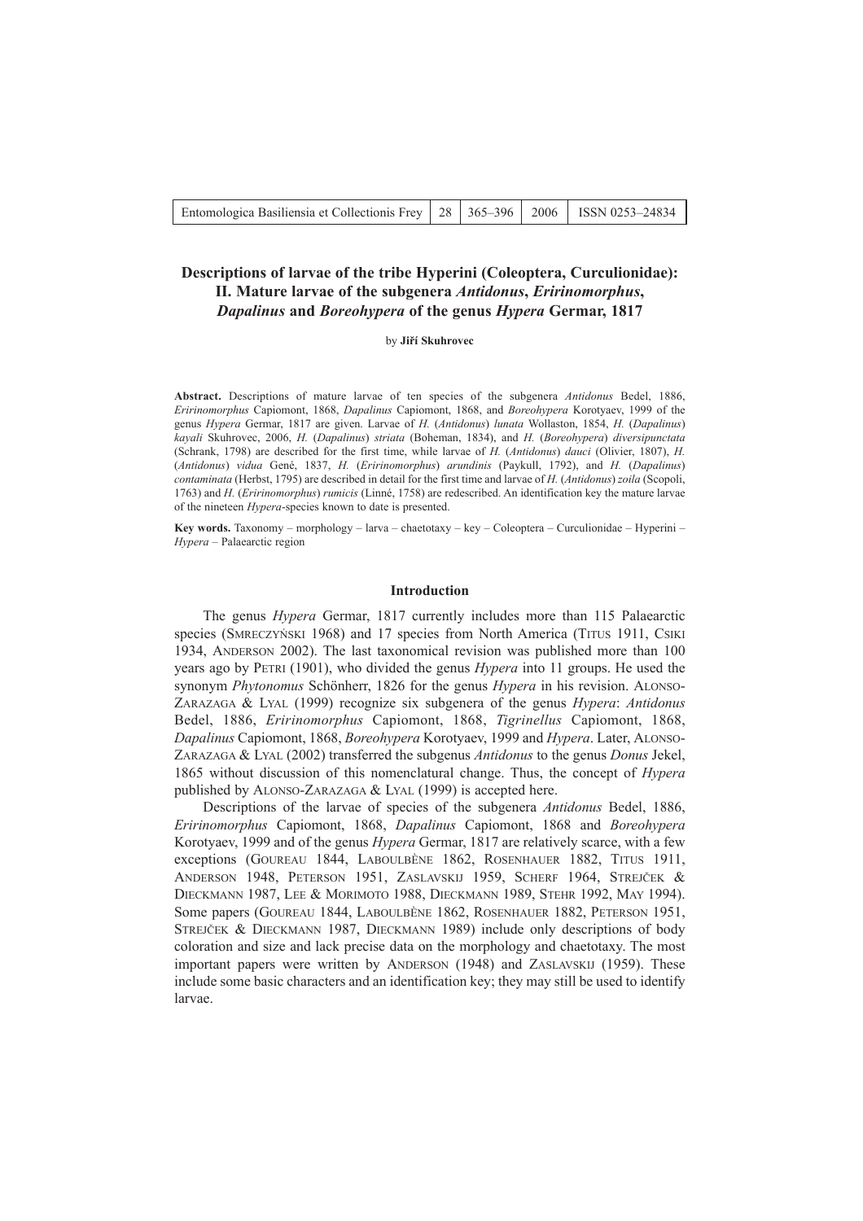# Descriptions of larvae of the tribe Hyperini (Coleoptera, Curculionidae): II. Mature larvae of the subgenera *Antidonus*, *Eririnomorphus*, *Dapalinus* and *Boreohypera* of the genus *Hypera* Germar, 1817

by **Jiří Skuhrovec**

**Abstract.** Descriptions of mature larvae of ten species of the subgenera *Antidonus* Bedel, 1886, *Eririnomorphus* Capiomont, 1868, *Dapalinus* Capiomont, 1868, and *Boreohypera* Korotyaev, 1999 of the genus *Hypera* Germar, 1817 are given. Larvae of *H.* (*Antidonus*) *lunata* Wollaston, 1854, *H.* (*Dapalinus*) *kayali* Skuhrovec, 2006, *H.* (*Dapalinus*) *striata* (Boheman, 1834), and *H.* (*Boreohypera*) *diversipunctata* (Schrank, 1798) are described for the first time, while larvae of *H.* (*Antidonus*) *dauci* (Olivier, 1807), *H.* (*Antidonus*) *vidua* Gené, 1837, *H.* (*Eririnomorphus*) *arundinis* (Paykull, 1792), and *H.* (*Dapalinus*) *contaminata* (Herbst, 1795) are described in detail for the first time and larvae of *H.* (*Antidonus*) *zoila* (Scopoli, 1763) and *H.* (*Eririnomorphus*) *rumicis* (Linné, 1758) are redescribed. An identification key the mature larvae of the nineteen *Hypera*-species known to date is presented.

**Key words.** Taxonomy – morphology – larva – chaetotaxy – key – Coleoptera – Curculionidae – Hyperini – *Hypera* – Palaearctic region

## Introduction

The genus *Hypera* Germar, 1817 currently includes more than 115 Palaearctic species (Smreczyński 1968) and 17 species from North America (Titus 1911, Csiki 1934, Anderson 2002). The last taxonomical revision was published more than 100 years ago by Petri (1901), who divided the genus *Hypera* into 11 groups. He used the synonym *Phytonomus* Schönherr, 1826 for the genus *Hypera* in his revision. Alonso-Zarazaga & Lyal (1999) recognize six subgenera of the genus *Hypera*: *Antidonus* Bedel, 1886, *Eririnomorphus* Capiomont, 1868, *Tigrinellus* Capiomont, 1868, *Dapalinus* Capiomont, 1868, *Boreohypera* Korotyaev, 1999 and *Hypera*. Later, Alonso-Zarazaga & Lyal (2002) transferred the subgenus *Antidonus* to the genus *Donus* Jekel, 1865 without discussion of this nomenclatural change. Thus, the concept of *Hypera* published by Alonso-Zarazaga & Lyal (1999) is accepted here.

Descriptions of the larvae of species of the subgenera *Antidonus* Bedel, 1886, *Eririnomorphus* Capiomont, 1868, *Dapalinus* Capiomont, 1868 and *Boreohypera* Korotyaev, 1999 and of the genus *Hypera* Germar, 1817 are relatively scarce, with a few exceptions (Goureau 1844, Laboulbène 1862, Rosenhauer 1882, Titus 1911, Anderson 1948, Peterson 1951, Zaslavskij 1959, Scherf 1964, Strejček & Dieckmann 1987, Lee & Morimoto 1988, Dieckmann 1989, Stehr 1992, May 1994). Some papers (Goureau 1844, Laboulbène 1862, Rosenhauer 1882, Peterson 1951, Strejček & Dieckmann 1987, Dieckmann 1989) include only descriptions of body coloration and size and lack precise data on the morphology and chaetotaxy. The most important papers were written by Anderson (1948) and Zaslavskij (1959). These include some basic characters and an identification key; they may still be used to identify larvae.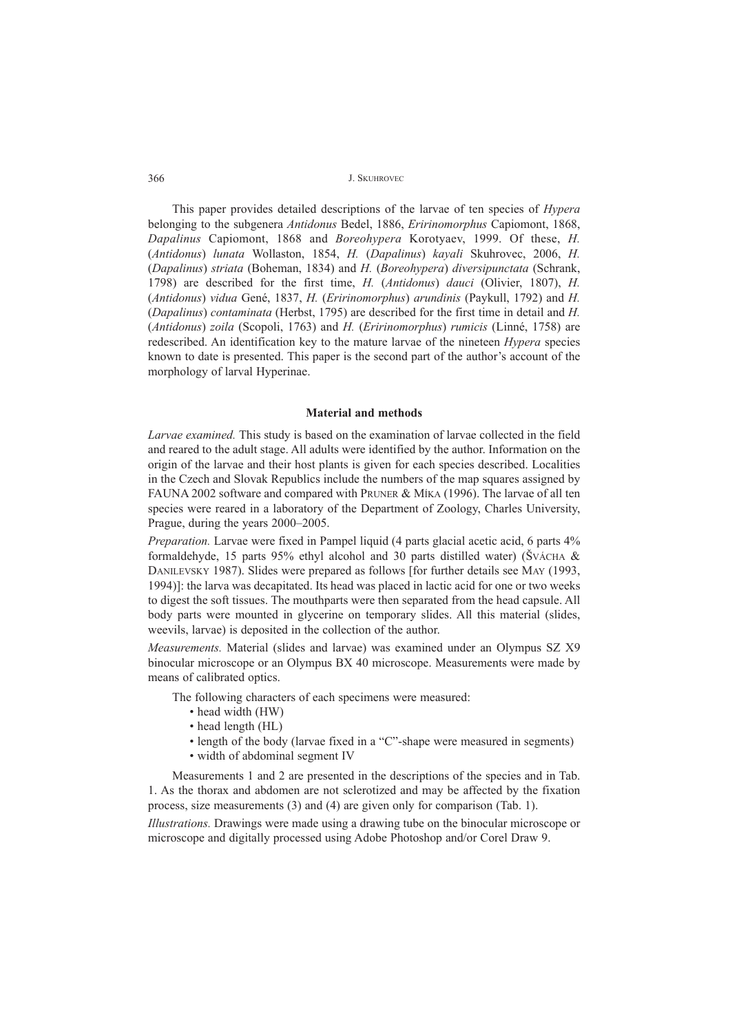This paper provides detailed descriptions of the larvae of ten species of *Hypera* belonging to the subgenera *Antidonus* Bedel, 1886, *Eririnomorphus* Capiomont, 1868, *Dapalinus* Capiomont, 1868 and *Boreohypera* Korotyaev, 1999. Of these, *H.* (*Antidonus*) *lunata* Wollaston, 1854, *H.* (*Dapalinus*) *kayali* Skuhrovec, 2006, *H.* (*Dapalinus*) *striata* (Boheman, 1834) and *H.* (*Boreohypera*) *diversipunctata* (Schrank, 1798) are described for the first time, *H.* (*Antidonus*) *dauci* (Olivier, 1807), *H.* (*Antidonus*) *vidua* Gené, 1837, *H.* (*Eririnomorphus*) *arundinis* (Paykull, 1792) and *H.* (*Dapalinus*) *contaminata* (Herbst, 1795) are described for the first time in detail and *H.* (*Antidonus*) *zoila* (Scopoli, 1763) and *H.* (*Eririnomorphus*) *rumicis* (Linné, 1758) are redescribed. An identification key to the mature larvae of the nineteen *Hypera* species known to date is presented. This paper is the second part of the author's account of the morphology of larval Hyperinae.

## Material and methods

*Larvae examined.* This study is based on the examination of larvae collected in the field and reared to the adult stage. All adults were identified by the author. Information on the origin of the larvae and their host plants is given for each species described. Localities in the Czech and Slovak Republics include the numbers of the map squares assigned by FAUNA 2002 software and compared with Pruner & Míka (1996). The larvae of all ten species were reared in a laboratory of the Department of Zoology, Charles University, Prague, during the years 2000–2005.

*Preparation.* Larvae were fixed in Pampel liquid (4 parts glacial acetic acid, 6 parts 4% formaldehyde, 15 parts 95% ethyl alcohol and 30 parts distilled water) (Švácha & Danilevsky 1987). Slides were prepared as follows [for further details see May (1993, 1994)]: the larva was decapitated. Its head was placed in lactic acid for one or two weeks to digest the soft tissues. The mouthparts were then separated from the head capsule. All body parts were mounted in glycerine on temporary slides. All this material (slides, weevils, larvae) is deposited in the collection of the author.

*Measurements.* Material (slides and larvae) was examined under an Olympus SZ X9 binocular microscope or an Olympus BX 40 microscope. Measurements were made by means of calibrated optics.

The following characters of each specimens were measured:

- head width (HW)
- head length (HL)
- length of the body (larvae fixed in a "C"-shape were measured in segments)
- width of abdominal segment IV

Measurements 1 and 2 are presented in the descriptions of the species and in Tab. 1. As the thorax and abdomen are not sclerotized and may be affected by the fixation process, size measurements (3) and (4) are given only for comparison (Tab. 1).

*Illustrations.* Drawings were made using a drawing tube on the binocular microscope or microscope and digitally processed using Adobe Photoshop and/or Corel Draw 9.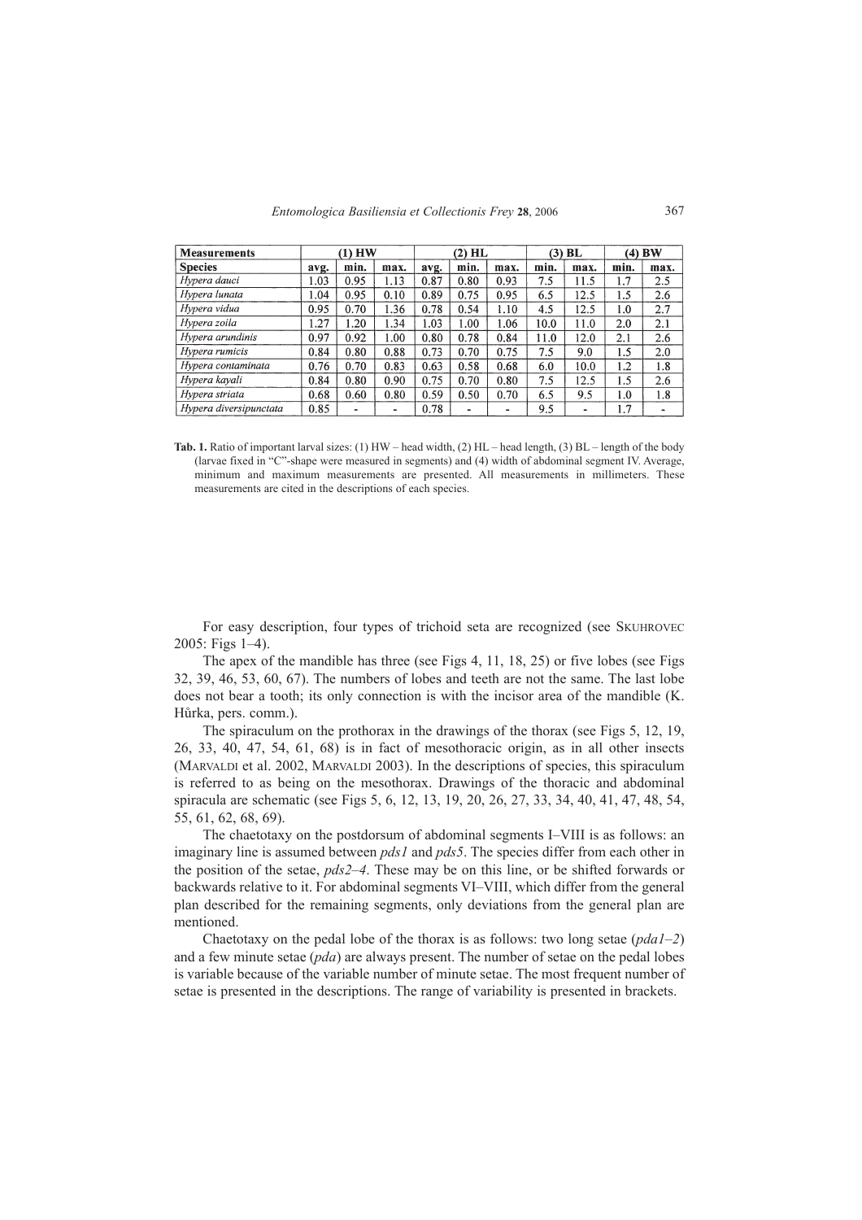| Measurements | (1) HW | | | (2) HL | | | (3) BL | | (4) BW | |
|---|---|---|---|---|---|---|---|---|---|---|
| **Species** | avg. | min. | max. | avg. | min. | max. | min. | max. | min. | max. |
| *Hypera dauci* | 1.03 | 0.95 | 1.13 | 0.87 | 0.80 | 0.93 | 7.5 | 11.5 | 1.7 | 2.5 |
| *Hypera lunata* | 1.04 | 0.95 | 0.10 | 0.89 | 0.75 | 0.95 | 6.5 | 12.5 | 1.5 | 2.6 |
| *Hypera vidua* | 0.95 | 0.70 | 1.36 | 0.78 | 0.54 | 1.10 | 4.5 | 12.5 | 1.0 | 2.7 |
| *Hypera zoila* | 1.27 | 1.20 | 1.34 | 1.03 | 1.00 | 1.06 | 10.0 | 11.0 | 2.0 | 2.1 |
| *Hypera arundinis* | 0.97 | 0.92 | 1.00 | 0.80 | 0.78 | 0.84 | 11.0 | 12.0 | 2.1 | 2.6 |
| *Hypera rumicis* | 0.84 | 0.80 | 0.88 | 0.73 | 0.70 | 0.75 | 7.5 | 9.0 | 1.5 | 2.0 |
| *Hypera contaminata* | 0.76 | 0.70 | 0.83 | 0.63 | 0.58 | 0.68 | 6.0 | 10.0 | 1.2 | 1.8 |
| *Hypera kayali* | 0.84 | 0.80 | 0.90 | 0.75 | 0.70 | 0.80 | 7.5 | 12.5 | 1.5 | 2.6 |
| *Hypera striata* | 0.68 | 0.60 | 0.80 | 0.59 | 0.50 | 0.70 | 6.5 | 9.5 | 1.0 | 1.8 |
| *Hypera diversipunctata* | 0.85 | - | - | 0.78 | - | - | 9.5 | - | 1.7 | - |

**Tab. 1.** Ratio of important larval sizes: (1) HW – head width, (2) HL – head length, (3) BL – length of the body (larvae fixed in "C"-shape were measured in segments) and (4) width of abdominal segment IV. Average, minimum and maximum measurements are presented. All measurements in millimeters. These measurements are cited in the descriptions of each species.

For easy description, four types of trichoid seta are recognized (see Skuhrovec 2005: Figs 1–4).

The apex of the mandible has three (see Figs 4, 11, 18, 25) or five lobes (see Figs 32, 39, 46, 53, 60, 67). The numbers of lobes and teeth are not the same. The last lobe does not bear a tooth; its only connection is with the incisor area of the mandible (K. Hůrka, pers. comm.).

The spiraculum on the prothorax in the drawings of the thorax (see Figs 5, 12, 19, 26, 33, 40, 47, 54, 61, 68) is in fact of mesothoracic origin, as in all other insects (Marvaldi et al. 2002, Marvaldi 2003). In the descriptions of species, this spiraculum is referred to as being on the mesothorax. Drawings of the thoracic and abdominal spiracula are schematic (see Figs 5, 6, 12, 13, 19, 20, 26, 27, 33, 34, 40, 41, 47, 48, 54, 55, 61, 62, 68, 69).

The chaetotaxy on the postdorsum of abdominal segments I–VIII is as follows: an imaginary line is assumed between *pds1* and *pds5*. The species differ from each other in the position of the setae, *pds2–4*. These may be on this line, or be shifted forwards or backwards relative to it. For abdominal segments VI–VIII, which differ from the general plan described for the remaining segments, only deviations from the general plan are mentioned.

Chaetotaxy on the pedal lobe of the thorax is as follows: two long setae (*pda1–2*) and a few minute setae (*pda*) are always present. The number of setae on the pedal lobes is variable because of the variable number of minute setae. The most frequent number of setae is presented in the descriptions. The range of variability is presented in brackets.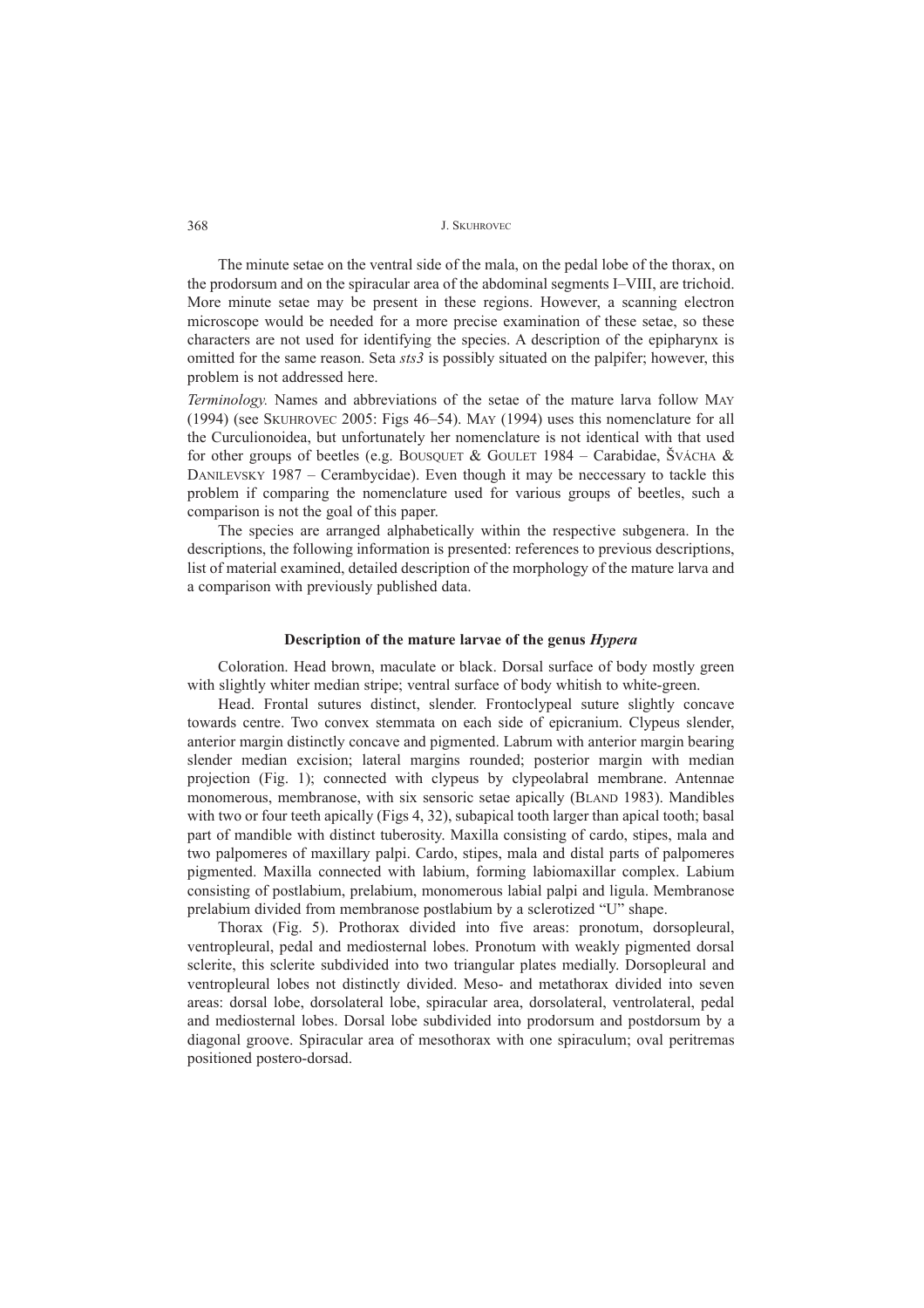The minute setae on the ventral side of the mala, on the pedal lobe of the thorax, on the prodorsum and on the spiracular area of the abdominal segments I–VIII, are trichoid. More minute setae may be present in these regions. However, a scanning electron microscope would be needed for a more precise examination of these setae, so these characters are not used for identifying the species. A description of the epipharynx is omitted for the same reason. Seta *sts3* is possibly situated on the palpifer; however, this problem is not addressed here.

*Terminology.* Names and abbreviations of the setae of the mature larva follow May (1994) (see Skuhrovec 2005: Figs 46–54). May (1994) uses this nomenclature for all the Curculionoidea, but unfortunately her nomenclature is not identical with that used for other groups of beetles (e.g. Bousquet & Goulet 1984 – Carabidae, Švácha & Danilevsky 1987 – Cerambycidae). Even though it may be neccessary to tackle this problem if comparing the nomenclature used for various groups of beetles, such a comparison is not the goal of this paper.

The species are arranged alphabetically within the respective subgenera. In the descriptions, the following information is presented: references to previous descriptions, list of material examined, detailed description of the morphology of the mature larva and a comparison with previously published data.

## Description of the mature larvae of the genus *Hypera*

Coloration. Head brown, maculate or black. Dorsal surface of body mostly green with slightly whiter median stripe; ventral surface of body whitish to white-green.

Head. Frontal sutures distinct, slender. Frontoclypeal suture slightly concave towards centre. Two convex stemmata on each side of epicranium. Clypeus slender, anterior margin distinctly concave and pigmented. Labrum with anterior margin bearing slender median excision; lateral margins rounded; posterior margin with median projection (Fig. 1); connected with clypeus by clypeolabral membrane. Antennae monomerous, membranose, with six sensoric setae apically (Bland 1983). Mandibles with two or four teeth apically (Figs 4, 32), subapical tooth larger than apical tooth; basal part of mandible with distinct tuberosity. Maxilla consisting of cardo, stipes, mala and two palpomeres of maxillary palpi. Cardo, stipes, mala and distal parts of palpomeres pigmented. Maxilla connected with labium, forming labiomaxillar complex. Labium consisting of postlabium, prelabium, monomerous labial palpi and ligula. Membranose prelabium divided from membranose postlabium by a sclerotized "U" shape.

Thorax (Fig. 5). Prothorax divided into five areas: pronotum, dorsopleural, ventropleural, pedal and mediosternal lobes. Pronotum with weakly pigmented dorsal sclerite, this sclerite subdivided into two triangular plates medially. Dorsopleural and ventropleural lobes not distinctly divided. Meso- and metathorax divided into seven areas: dorsal lobe, dorsolateral lobe, spiracular area, dorsolateral, ventrolateral, pedal and mediosternal lobes. Dorsal lobe subdivided into prodorsum and postdorsum by a diagonal groove. Spiracular area of mesothorax with one spiraculum; oval peritremas positioned postero-dorsad.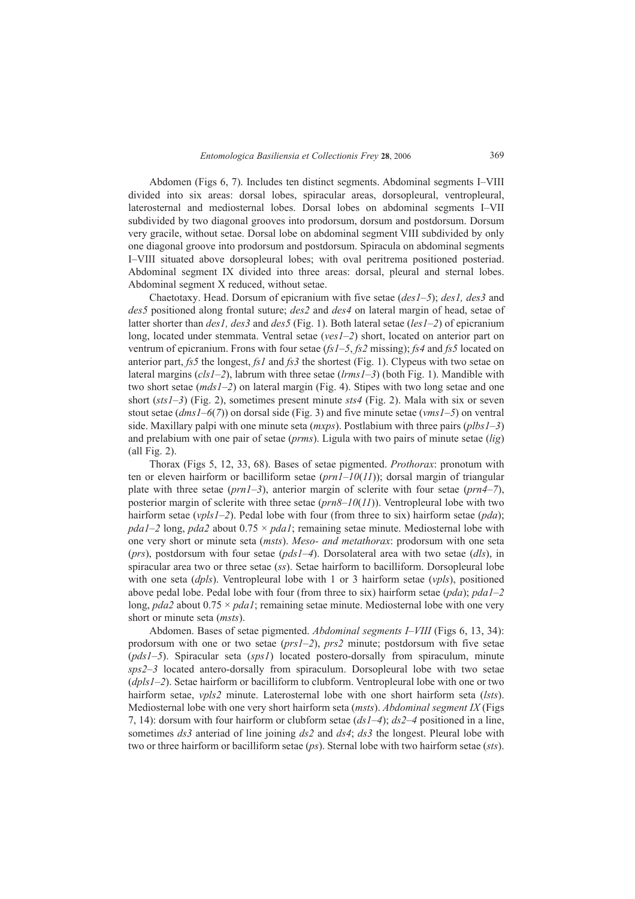Abdomen (Figs 6, 7). Includes ten distinct segments. Abdominal segments I–VIII divided into six areas: dorsal lobes, spiracular areas, dorsopleural, ventropleural, laterosternal and mediosternal lobes. Dorsal lobes on abdominal segments I–VII subdivided by two diagonal grooves into prodorsum, dorsum and postdorsum. Dorsum very gracile, without setae. Dorsal lobe on abdominal segment VIII subdivided by only one diagonal groove into prodorsum and postdorsum. Spiracula on abdominal segments I–VIII situated above dorsopleural lobes; with oval peritrema positioned posteriad. Abdominal segment IX divided into three areas: dorsal, pleural and sternal lobes. Abdominal segment X reduced, without setae.

Chaetotaxy. Head. Dorsum of epicranium with five setae (*des1–5*); *des1, des3* and *des5* positioned along frontal suture; *des2* and *des4* on lateral margin of head, setae of latter shorter than *des1, des3* and *des5* (Fig. 1). Both lateral setae (*les1–2*) of epicranium long, located under stemmata. Ventral setae (*ves1–2*) short, located on anterior part on ventrum of epicranium. Frons with four setae (*fs1–5*, *fs2* missing); *fs4* and *fs5* located on anterior part, *fs5* the longest, *fs1* and *fs3* the shortest (Fig. 1). Clypeus with two setae on lateral margins (*cls1–2*), labrum with three setae (*lrms1–3*) (both Fig. 1). Mandible with two short setae (*mds1–2*) on lateral margin (Fig. 4). Stipes with two long setae and one short (*sts1–3*) (Fig. 2), sometimes present minute *sts4* (Fig. 2). Mala with six or seven stout setae (*dms1–6*(*7*)) on dorsal side (Fig. 3) and five minute setae (*vms1–5*) on ventral side. Maxillary palpi with one minute seta (*mxps*). Postlabium with three pairs (*plbs1–3*) and prelabium with one pair of setae (*prms*). Ligula with two pairs of minute setae (*lig*) (all Fig. 2).

Thorax (Figs 5, 12, 33, 68). Bases of setae pigmented. *Prothorax*: pronotum with ten or eleven hairform or bacilliform setae (*prn1–10*(*11*)); dorsal margin of triangular plate with three setae (*prn1–3*), anterior margin of sclerite with four setae (*prn4–7*), posterior margin of sclerite with three setae (*prn8–10*(*11*)). Ventropleural lobe with two hairform setae (*vpls1–2*). Pedal lobe with four (from three to six) hairform setae (*pda*); *pda1–2* long, *pda2* about $0.75 \times$ *pda1*; remaining setae minute. Mediosternal lobe with one very short or minute seta (*msts*). *Meso- and metathorax*: prodorsum with one seta (*prs*), postdorsum with four setae (*pds1–4*). Dorsolateral area with two setae (*dls*), in spiracular area two or three setae (*ss*). Setae hairform to bacilliform. Dorsopleural lobe with one seta (*dpls*). Ventropleural lobe with 1 or 3 hairform setae (*vpls*), positioned above pedal lobe. Pedal lobe with four (from three to six) hairform setae (*pda*); *pda1–2* long, *pda2* about $0.75 \times$ *pda1*; remaining setae minute. Mediosternal lobe with one very short or minute seta (*msts*).

Abdomen. Bases of setae pigmented. *Abdominal segments I–VIII* (Figs 6, 13, 34): prodorsum with one or two setae (*prs1–2*), *prs2* minute; postdorsum with five setae (*pds1–5*). Spiracular seta (*sps1*) located postero-dorsally from spiraculum, minute *sps2–3* located antero-dorsally from spiraculum. Dorsopleural lobe with two setae (*dpls1–2*). Setae hairform or bacilliform to clubform. Ventropleural lobe with one or two hairform setae, *vpls2* minute. Laterosternal lobe with one short hairform seta (*lsts*). Mediosternal lobe with one very short hairform seta (*msts*). *Abdominal segment IX* (Figs 7, 14): dorsum with four hairform or clubform setae (*ds1–4*); *ds2–4* positioned in a line, sometimes *ds3* anteriad of line joining *ds2* and *ds4*; *ds3* the longest. Pleural lobe with two or three hairform or bacilliform setae (*ps*). Sternal lobe with two hairform setae (*sts*).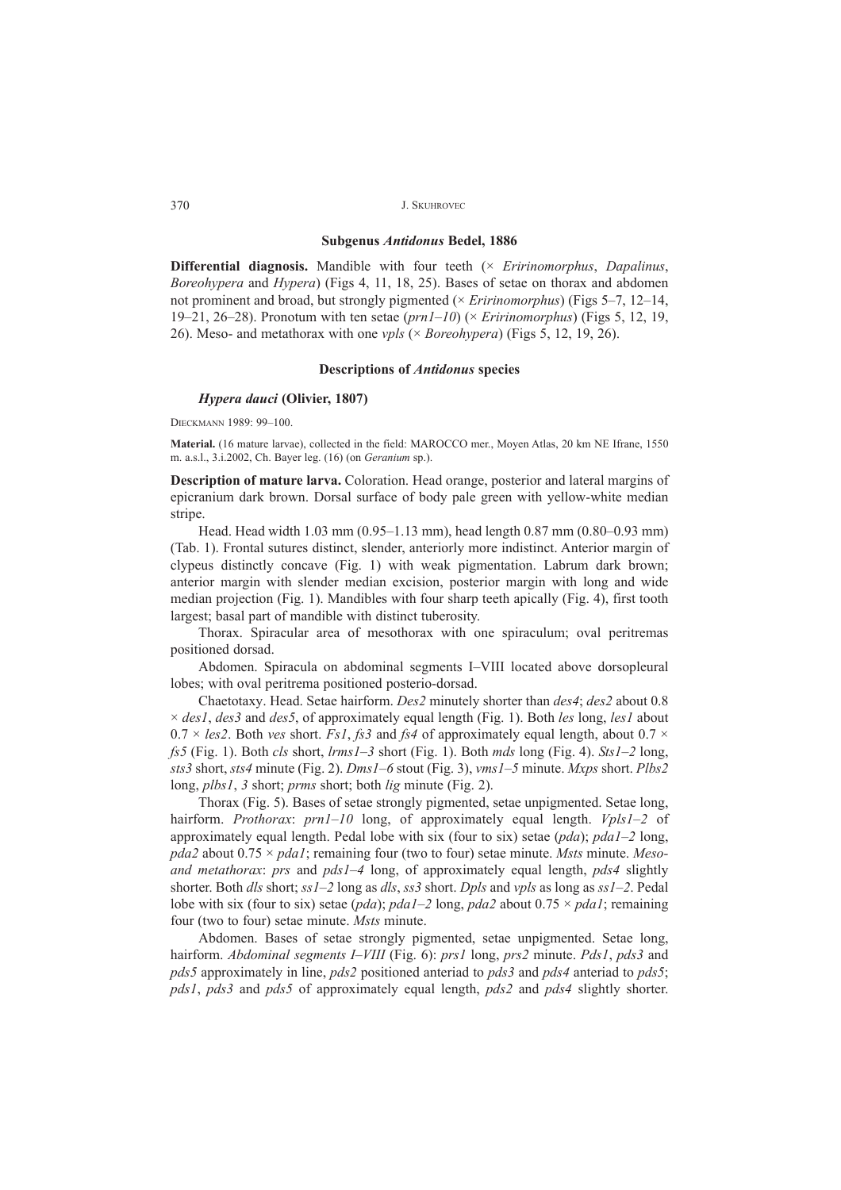### Subgenus *Antidonus* Bedel, 1886

**Differential diagnosis.** Mandible with four teeth (× *Eririnomorphus*, *Dapalinus*, *Boreohypera* and *Hypera*) (Figs 4, 11, 18, 25). Bases of setae on thorax and abdomen not prominent and broad, but strongly pigmented (× *Eririnomorphus*) (Figs 5–7, 12–14, 19–21, 26–28). Pronotum with ten setae (*prn1–10*) (× *Eririnomorphus*) (Figs 5, 12, 19, 26). Meso- and metathorax with one *vpls* (× *Boreohypera*) (Figs 5, 12, 19, 26).

#### Descriptions of *Antidonus* species

##### *Hypera dauci* (Olivier, 1807)

Dieckmann 1989: 99–100.

**Material.** (16 mature larvae), collected in the field: MAROCCO mer., Moyen Atlas, 20 km NE Ifrane, 1550 m. a.s.l., 3.i.2002, Ch. Bayer leg. (16) (on *Geranium* sp.).

**Description of mature larva.** Coloration. Head orange, posterior and lateral margins of epicranium dark brown. Dorsal surface of body pale green with yellow-white median stripe.

Head. Head width 1.03 mm (0.95–1.13 mm), head length 0.87 mm (0.80–0.93 mm) (Tab. 1). Frontal sutures distinct, slender, anteriorly more indistinct. Anterior margin of clypeus distinctly concave (Fig. 1) with weak pigmentation. Labrum dark brown; anterior margin with slender median excision, posterior margin with long and wide median projection (Fig. 1). Mandibles with four sharp teeth apically (Fig. 4), first tooth largest; basal part of mandible with distinct tuberosity.

Thorax. Spiracular area of mesothorax with one spiraculum; oval peritremas positioned dorsad.

Abdomen. Spiracula on abdominal segments I–VIII located above dorsopleural lobes; with oval peritrema positioned posterio-dorsad.

Chaetotaxy. Head. Setae hairform. *Des2* minutely shorter than *des4*; *des2* about 0.8 × *des1*, *des3* and *des5*, of approximately equal length (Fig. 1). Both *les* long, *les1* about 0.7 × *les2*. Both *ves* short. *Fs1*, *fs3* and *fs4* of approximately equal length, about 0.7 × *fs5* (Fig. 1). Both *cls* short, *lrms1–3* short (Fig. 1). Both *mds* long (Fig. 4). *Sts1–2* long, *sts3* short, *sts4* minute (Fig. 2). *Dms1–6* stout (Fig. 3), *vms1–5* minute. *Mxps* short. *Plbs2* long, *plbs1*, *3* short; *prms* short; both *lig* minute (Fig. 2).

Thorax (Fig. 5). Bases of setae strongly pigmented, setae unpigmented. Setae long, hairform. *Prothorax*: *prn1–10* long, of approximately equal length. *Vpls1–2* of approximately equal length. Pedal lobe with six (four to six) setae (*pda*); *pda1–2* long, *pda2* about 0.75 × *pda1*; remaining four (two to four) setae minute. *Msts* minute. *Meso- and metathorax*: *prs* and *pds1–4* long, of approximately equal length, *pds4* slightly shorter. Both *dls* short; *ss1–2* long as *dls*, *ss3* short. *Dpls* and *vpls* as long as *ss1–2*. Pedal lobe with six (four to six) setae (*pda*); *pda1–2* long, *pda2* about 0.75 × *pda1*; remaining four (two to four) setae minute. *Msts* minute.

Abdomen. Bases of setae strongly pigmented, setae unpigmented. Setae long, hairform. *Abdominal segments I–VIII* (Fig. 6): *prs1* long, *prs2* minute. *Pds1*, *pds3* and *pds5* approximately in line, *pds2* positioned anteriad to *pds3* and *pds4* anteriad to *pds5*; *pds1*, *pds3* and *pds5* of approximately equal length, *pds2* and *pds4* slightly shorter.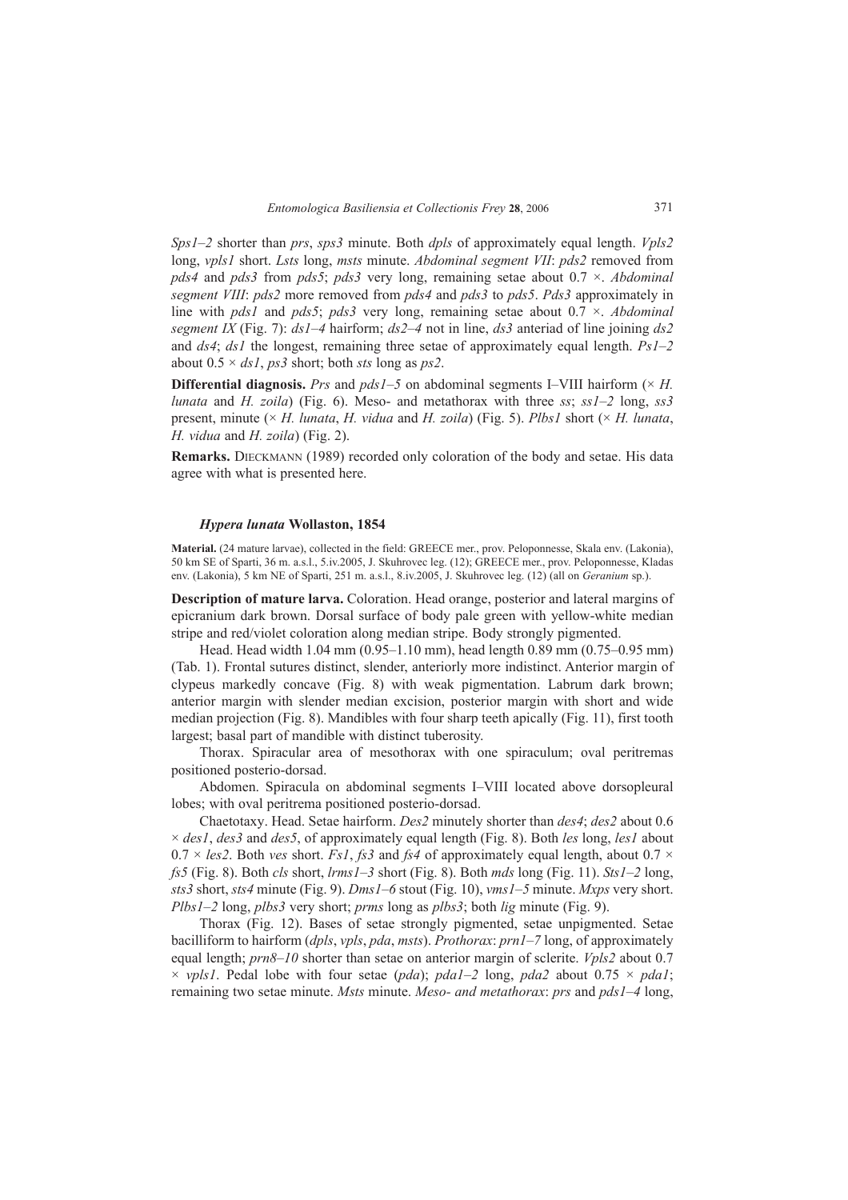*Sps1–2* shorter than *prs*, *sps3* minute. Both *dpls* of approximately equal length. *Vpls2* long, *vpls1* short. *Lsts* long, *msts* minute. *Abdominal segment VII*: *pds2* removed from *pds4* and *pds3* from *pds5*; *pds3* very long, remaining setae about 0.7 ×. *Abdominal segment VIII*: *pds2* more removed from *pds4* and *pds3* to *pds5*. *Pds3* approximately in line with *pds1* and *pds5*; *pds3* very long, remaining setae about 0.7 ×. *Abdominal segment IX* (Fig. 7): *ds1–4* hairform; *ds2–4* not in line, *ds3* anteriad of line joining *ds2* and *ds4*; *ds1* the longest, remaining three setae of approximately equal length. *Ps1–2* about 0.5 × *ds1*, *ps3* short; both *sts* long as *ps2*.

**Differential diagnosis.** *Prs* and *pds1–5* on abdominal segments I–VIII hairform (× *H. lunata* and *H. zoila*) (Fig. 6). Meso- and metathorax with three *ss*; *ss1–2* long, *ss3* present, minute (× *H. lunata*, *H. vidua* and *H. zoila*) (Fig. 5). *Plbs1* short (× *H. lunata*, *H. vidua* and *H. zoila*) (Fig. 2).

**Remarks.** Dieckmann (1989) recorded only coloration of the body and setae. His data agree with what is presented here.

### *Hypera lunata* Wollaston, 1854

**Material.** (24 mature larvae), collected in the field: GREECE mer., prov. Peloponnesse, Skala env. (Lakonia), 50 km SE of Sparti, 36 m. a.s.l., 5.iv.2005, J. Skuhrovec leg. (12); GREECE mer., prov. Peloponnesse, Kladas env. (Lakonia), 5 km NE of Sparti, 251 m. a.s.l., 8.iv.2005, J. Skuhrovec leg. (12) (all on *Geranium* sp.).

**Description of mature larva.** Coloration. Head orange, posterior and lateral margins of epicranium dark brown. Dorsal surface of body pale green with yellow-white median stripe and red/violet coloration along median stripe. Body strongly pigmented.

Head. Head width 1.04 mm (0.95–1.10 mm), head length 0.89 mm (0.75–0.95 mm) (Tab. 1). Frontal sutures distinct, slender, anteriorly more indistinct. Anterior margin of clypeus markedly concave (Fig. 8) with weak pigmentation. Labrum dark brown; anterior margin with slender median excision, posterior margin with short and wide median projection (Fig. 8). Mandibles with four sharp teeth apically (Fig. 11), first tooth largest; basal part of mandible with distinct tuberosity.

Thorax. Spiracular area of mesothorax with one spiraculum; oval peritremas positioned posterio-dorsad.

Abdomen. Spiracula on abdominal segments I–VIII located above dorsopleural lobes; with oval peritrema positioned posterio-dorsad.

Chaetotaxy. Head. Setae hairform. *Des2* minutely shorter than *des4*; *des2* about 0.6 × *des1*, *des3* and *des5*, of approximately equal length (Fig. 8). Both *les* long, *les1* about 0.7 × *les2*. Both *ves* short. *Fs1*, *fs3* and *fs4* of approximately equal length, about 0.7 × *fs5* (Fig. 8). Both *cls* short, *lrms1–3* short (Fig. 8). Both *mds* long (Fig. 11). *Sts1–2* long, *sts3* short, *sts4* minute (Fig. 9). *Dms1–6* stout (Fig. 10), *vms1–5* minute. *Mxps* very short. *Plbs1–2* long, *plbs3* very short; *prms* long as *plbs3*; both *lig* minute (Fig. 9).

Thorax (Fig. 12). Bases of setae strongly pigmented, setae unpigmented. Setae bacilliform to hairform (*dpls*, *vpls*, *pda*, *msts*). *Prothorax*: *prn1–7* long, of approximately equal length; *prn8–10* shorter than setae on anterior margin of sclerite. *Vpls2* about 0.7 × *vpls1*. Pedal lobe with four setae (*pda*); *pda1–2* long, *pda2* about 0.75 × *pda1*; remaining two setae minute. *Msts* minute. *Meso- and metathorax*: *prs* and *pds1–4* long,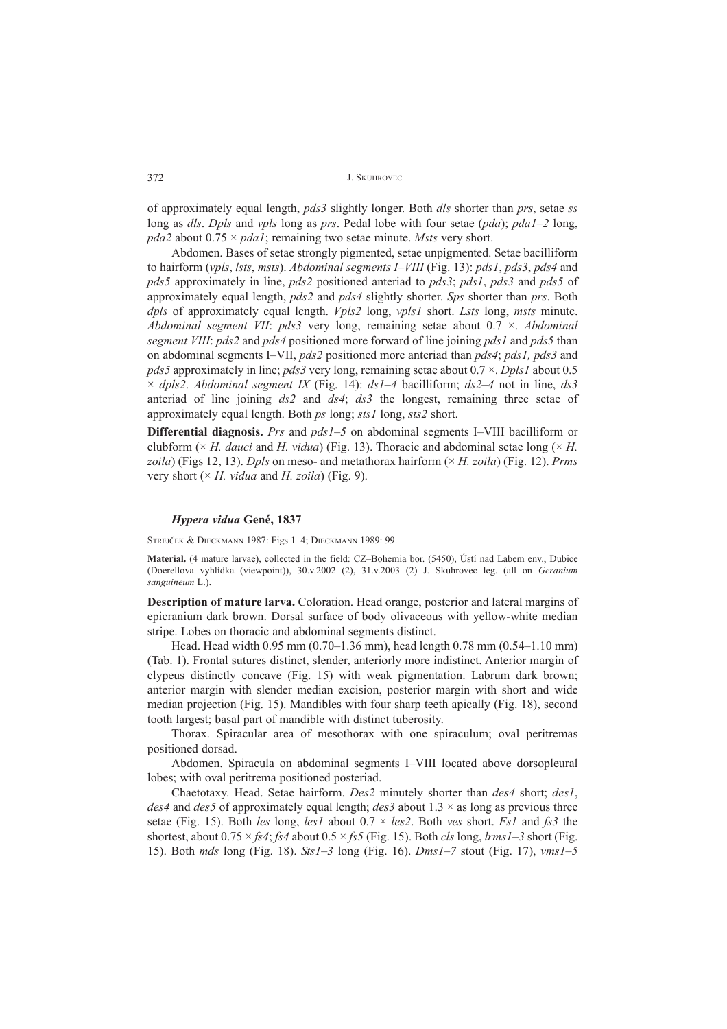of approximately equal length, *pds3* slightly longer. Both *dls* shorter than *prs*, setae *ss* long as *dls*. *Dpls* and *vpls* long as *prs*. Pedal lobe with four setae (*pda*); *pda1–2* long, *pda2* about 0.75 × *pda1*; remaining two setae minute. *Msts* very short.

Abdomen. Bases of setae strongly pigmented, setae unpigmented. Setae bacilliform to hairform (*vpls*, *lsts*, *msts*). *Abdominal segments I–VIII* (Fig. 13): *pds1*, *pds3*, *pds4* and *pds5* approximately in line, *pds2* positioned anteriad to *pds3*; *pds1*, *pds3* and *pds5* of approximately equal length, *pds2* and *pds4* slightly shorter. *Sps* shorter than *prs*. Both *dpls* of approximately equal length. *Vpls2* long, *vpls1* short. *Lsts* long, *msts* minute. *Abdominal segment VII*: *pds3* very long, remaining setae about 0.7 ×. *Abdominal segment VIII*: *pds2* and *pds4* positioned more forward of line joining *pds1* and *pds5* than on abdominal segments I–VII, *pds2* positioned more anteriad than *pds4*; *pds1, pds3* and *pds5* approximately in line; *pds3* very long, remaining setae about 0.7 ×. *Dpls1* about 0.5 × *dpls2*. *Abdominal segment IX* (Fig. 14): *ds1–4* bacilliform; *ds2–4* not in line, *ds3* anteriad of line joining *ds2* and *ds4*; *ds3* the longest, remaining three setae of approximately equal length. Both *ps* long; *sts1* long, *sts2* short.

**Differential diagnosis.** *Prs* and *pds1–5* on abdominal segments I–VIII bacilliform or clubform (× *H. dauci* and *H. vidua*) (Fig. 13). Thoracic and abdominal setae long (× *H. zoila*) (Figs 12, 13). *Dpls* on meso- and metathorax hairform (× *H. zoila*) (Fig. 12). *Prms* very short (× *H. vidua* and *H. zoila*) (Fig. 9).

### *Hypera vidua* Gené, 1837

Strejček & Dieckmann 1987: Figs 1–4; Dieckmann 1989: 99.

**Material.** (4 mature larvae), collected in the field: CZ–Bohemia bor. (5450), Ústí nad Labem env., Dubice (Doerellova vyhlídka (viewpoint)), 30.v.2002 (2), 31.v.2003 (2) J. Skuhrovec leg. (all on *Geranium sanguineum* L.).

**Description of mature larva.** Coloration. Head orange, posterior and lateral margins of epicranium dark brown. Dorsal surface of body olivaceous with yellow-white median stripe. Lobes on thoracic and abdominal segments distinct.

Head. Head width 0.95 mm (0.70–1.36 mm), head length 0.78 mm (0.54–1.10 mm) (Tab. 1). Frontal sutures distinct, slender, anteriorly more indistinct. Anterior margin of clypeus distinctly concave (Fig. 15) with weak pigmentation. Labrum dark brown; anterior margin with slender median excision, posterior margin with short and wide median projection (Fig. 15). Mandibles with four sharp teeth apically (Fig. 18), second tooth largest; basal part of mandible with distinct tuberosity.

Thorax. Spiracular area of mesothorax with one spiraculum; oval peritremas positioned dorsad.

Abdomen. Spiracula on abdominal segments I–VIII located above dorsopleural lobes; with oval peritrema positioned posteriad.

Chaetotaxy. Head. Setae hairform. *Des2* minutely shorter than *des4* short; *des1*, *des4* and *des5* of approximately equal length; *des3* about 1.3 × as long as previous three setae (Fig. 15). Both *les* long, *les1* about 0.7 × *les2*. Both *ves* short. *Fs1* and *fs3* the shortest, about 0.75 × *fs4*; *fs4* about 0.5 × *fs5* (Fig. 15). Both *cls* long, *lrms1–3* short (Fig. 15). Both *mds* long (Fig. 18). *Sts1–3* long (Fig. 16). *Dms1–7* stout (Fig. 17), *vms1–5*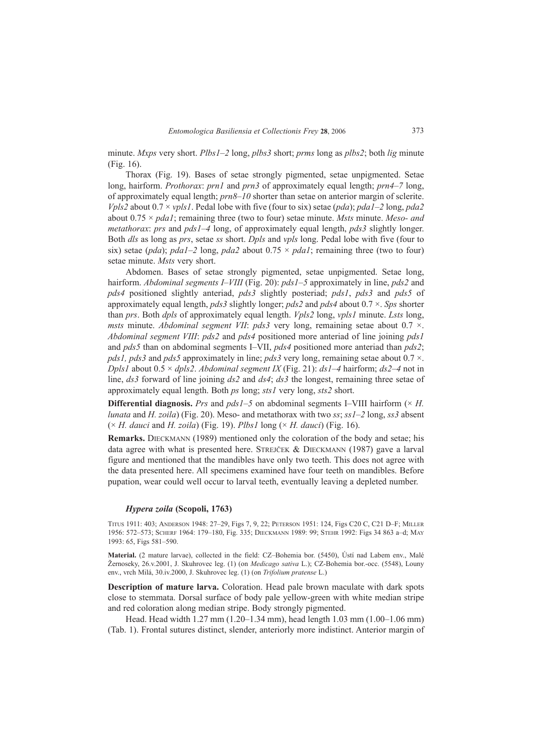minute. *Mxps* very short. *Plbs1–2* long, *plbs3* short; *prms* long as *plbs2*; both *lig* minute (Fig. 16).

Thorax (Fig. 19). Bases of setae strongly pigmented, setae unpigmented. Setae long, hairform. *Prothorax*: *prn1* and *prn3* of approximately equal length; *prn4–7* long, of approximately equal length; *prn8–10* shorter than setae on anterior margin of sclerite. *Vpls2* about 0.7 × *vpls1*. Pedal lobe with five (four to six) setae (*pda*); *pda1–2* long, *pda2* about 0.75 × *pda1*; remaining three (two to four) setae minute. *Msts* minute. *Meso- and metathorax*: *prs* and *pds1–4* long, of approximately equal length, *pds3* slightly longer. Both *dls* as long as *prs*, setae *ss* short. *Dpls* and *vpls* long. Pedal lobe with five (four to six) setae (*pda*); *pda1–2* long, *pda2* about 0.75 × *pda1*; remaining three (two to four) setae minute. *Msts* very short.

Abdomen. Bases of setae strongly pigmented, setae unpigmented. Setae long, hairform. *Abdominal segments I–VIII* (Fig. 20): *pds1–5* approximately in line, *pds2* and *pds4* positioned slightly anteriad, *pds3* slightly posteriad; *pds1*, *pds3* and *pds5* of approximately equal length, *pds3* slightly longer; *pds2* and *pds4* about 0.7 ×. *Sps* shorter than *prs*. Both *dpls* of approximately equal length. *Vpls2* long, *vpls1* minute. *Lsts* long, *msts* minute. *Abdominal segment VII*: *pds3* very long, remaining setae about 0.7 ×. *Abdominal segment VIII*: *pds2* and *pds4* positioned more anteriad of line joining *pds1* and *pds5* than on abdominal segments I–VII, *pds4* positioned more anteriad than *pds2*; *pds1, pds3* and *pds5* approximately in line; *pds3* very long, remaining setae about 0.7 ×. *Dpls1* about 0.5 × *dpls2*. *Abdominal segment IX* (Fig. 21): *ds1–4* hairform; *ds2–4* not in line, *ds3* forward of line joining *ds2* and *ds4*; *ds3* the longest, remaining three setae of approximately equal length. Both *ps* long; *sts1* very long, *sts2* short.

**Differential diagnosis.** *Prs* and *pds1–5* on abdominal segments I–VIII hairform (× *H. lunata* and *H. zoila*) (Fig. 20). Meso- and metathorax with two *ss*; *ss1–2* long, *ss3* absent (× *H. dauci* and *H. zoila*) (Fig. 19). *Plbs1* long (× *H. dauci*) (Fig. 16).

**Remarks.** Dieckmann (1989) mentioned only the coloration of the body and setae; his data agree with what is presented here. Strejček & Dieckmann (1987) gave a larval figure and mentioned that the mandibles have only two teeth. This does not agree with the data presented here. All specimens examined have four teeth on mandibles. Before pupation, wear could well occur to larval teeth, eventually leaving a depleted number.

### *Hypera zoila* (Scopoli, 1763)

Titus 1911: 403; Anderson 1948: 27–29, Figs 7, 9, 22; Peterson 1951: 124, Figs C20 C, C21 D–F; Miller 1956: 572–573; Scherf 1964: 179–180, Fig. 335; Dieckmann 1989: 99; Stehr 1992: Figs 34 863 a–d; May 1993: 65, Figs 581–590.

**Material.** (2 mature larvae), collected in the field: CZ–Bohemia bor. (5450), Ústí nad Labem env., Malé Žernoseky, 26.v.2001, J. Skuhrovec leg. (1) (on *Medicago sativa* L.); CZ-Bohemia bor.-occ. (5548), Louny env., vrch Milá, 30.iv.2000, J. Skuhrovec leg. (1) (on *Trifolium pratense* L.)

**Description of mature larva.** Coloration. Head pale brown maculate with dark spots close to stemmata. Dorsal surface of body pale yellow-green with white median stripe and red coloration along median stripe. Body strongly pigmented.

Head. Head width 1.27 mm (1.20–1.34 mm), head length 1.03 mm (1.00–1.06 mm) (Tab. 1). Frontal sutures distinct, slender, anteriorly more indistinct. Anterior margin of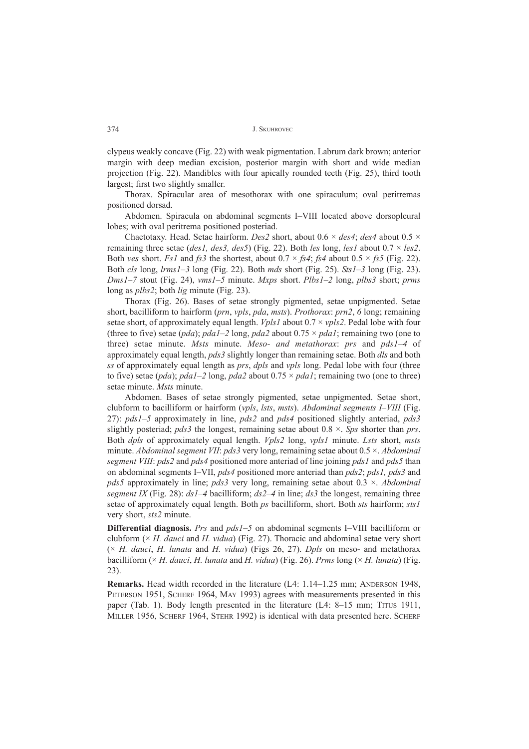clypeus weakly concave (Fig. 22) with weak pigmentation. Labrum dark brown; anterior margin with deep median excision, posterior margin with short and wide median projection (Fig. 22). Mandibles with four apically rounded teeth (Fig. 25), third tooth largest; first two slightly smaller.

Thorax. Spiracular area of mesothorax with one spiraculum; oval peritremas positioned dorsad.

Abdomen. Spiracula on abdominal segments I–VIII located above dorsopleural lobes; with oval peritrema positioned posteriad.

Chaetotaxy. Head. Setae hairform. *Des2* short, about 0.6 × *des4*; *des4* about 0.5 × remaining three setae (*des1, des3, des5*) (Fig. 22). Both *les* long, *les1* about 0.7 × *les2*. Both *ves* short. *Fs1* and *fs3* the shortest, about 0.7 × *fs4*; *fs4* about 0.5 × *fs5* (Fig. 22). Both *cls* long, *lrms1–3* long (Fig. 22). Both *mds* short (Fig. 25). *Sts1–3* long (Fig. 23). *Dms1–7* stout (Fig. 24), *vms1–5* minute. *Mxps* short. *Plbs1–2* long, *plbs3* short; *prms* long as *plbs2*; both *lig* minute (Fig. 23).

Thorax (Fig. 26). Bases of setae strongly pigmented, setae unpigmented. Setae short, bacilliform to hairform (*prn*, *vpls*, *pda*, *msts*). *Prothorax*: *prn2*, *6* long; remaining setae short, of approximately equal length. *Vpls1* about 0.7 × *vpls2*. Pedal lobe with four (three to five) setae (*pda*); *pda1–2* long, *pda2* about 0.75 × *pda1*; remaining two (one to three) setae minute. *Msts* minute. *Meso- and metathorax*: *prs* and *pds1–4* of approximately equal length, *pds3* slightly longer than remaining setae. Both *dls* and both *ss* of approximately equal length as *prs*, *dpls* and *vpls* long. Pedal lobe with four (three to five) setae (*pda*); *pda1–2* long, *pda2* about 0.75 × *pda1*; remaining two (one to three) setae minute. *Msts* minute.

Abdomen. Bases of setae strongly pigmented, setae unpigmented. Setae short, clubform to bacilliform or hairform (*vpls*, *lsts*, *msts*). *Abdominal segments I–VIII* (Fig. 27): *pds1–5* approximately in line, *pds2* and *pds4* positioned slightly anteriad, *pds3* slightly posteriad; *pds3* the longest, remaining setae about 0.8 ×. *Sps* shorter than *prs*. Both *dpls* of approximately equal length. *Vpls2* long, *vpls1* minute. *Lsts* short, *msts* minute. *Abdominal segment VII*: *pds3* very long, remaining setae about 0.5 ×. *Abdominal segment VIII*: *pds2* and *pds4* positioned more anteriad of line joining *pds1* and *pds5* than on abdominal segments I–VII, *pds4* positioned more anteriad than *pds2*; *pds1, pds3* and *pds5* approximately in line; *pds3* very long, remaining setae about 0.3 ×. *Abdominal segment IX* (Fig. 28): *ds1–4* bacilliform; *ds2–4* in line; *ds3* the longest, remaining three setae of approximately equal length. Both *ps* bacilliform, short. Both *sts* hairform; *sts1* very short, *sts2* minute.

**Differential diagnosis.** *Prs* and *pds1–5* on abdominal segments I–VIII bacilliform or clubform (× *H. dauci* and *H. vidua*) (Fig. 27). Thoracic and abdominal setae very short (× *H. dauci*, *H. lunata* and *H. vidua*) (Figs 26, 27). *Dpls* on meso- and metathorax bacilliform (× *H. dauci*, *H. lunata* and *H. vidua*) (Fig. 26). *Prms* long (× *H. lunata*) (Fig. 23).

**Remarks.** Head width recorded in the literature (L4: 1.14–1.25 mm; Anderson 1948, Peterson 1951, Scherf 1964, May 1993) agrees with measurements presented in this paper (Tab. 1). Body length presented in the literature (L4: 8–15 mm; Titus 1911, Miller 1956, Scherf 1964, Stehr 1992) is identical with data presented here. Scherf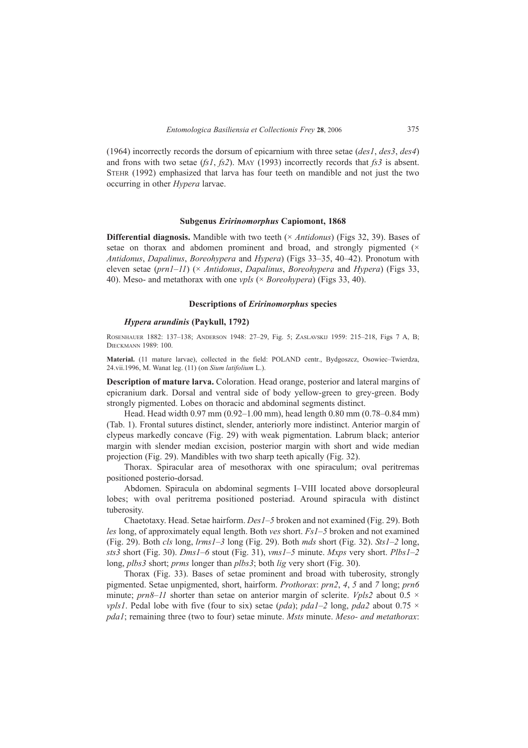(1964) incorrectly records the dorsum of epicarnium with three setae (*des1*, *des3*, *des4*) and frons with two setae (*fs1*, *fs2*). MAY (1993) incorrectly records that *fs3* is absent. STEHR (1992) emphasized that larva has four teeth on mandible and not just the two occurring in other *Hypera* larvae.

### Subgenus *Eririnomorphus* Capiomont, 1868

**Differential diagnosis.** Mandible with two teeth (× *Antidonus*) (Figs 32, 39). Bases of setae on thorax and abdomen prominent and broad, and strongly pigmented (× *Antidonus*, *Dapalinus*, *Boreohypera* and *Hypera*) (Figs 33–35, 40–42). Pronotum with eleven setae (*prn1–11*) (× *Antidonus*, *Dapalinus*, *Boreohypera* and *Hypera*) (Figs 33, 40). Meso- and metathorax with one *vpls* (× *Boreohypera*) (Figs 33, 40).

### Descriptions of *Eririnomorphus* species

#### *Hypera arundinis* (Paykull, 1792)

ROSENHAUER 1882: 137–138; ANDERSON 1948: 27–29, Fig. 5; ZASLAVSKIJ 1959: 215–218, Figs 7 A, B; DIECKMANN 1989: 100.

**Material.** (11 mature larvae), collected in the field: POLAND centr., Bydgoszcz, Osowiec–Twierdza, 24.vii.1996, M. Wanat leg. (11) (on *Sium latifolium* L.).

**Description of mature larva.** Coloration. Head orange, posterior and lateral margins of epicranium dark. Dorsal and ventral side of body yellow-green to grey-green. Body strongly pigmented. Lobes on thoracic and abdominal segments distinct.

Head. Head width 0.97 mm (0.92–1.00 mm), head length 0.80 mm (0.78–0.84 mm) (Tab. 1). Frontal sutures distinct, slender, anteriorly more indistinct. Anterior margin of clypeus markedly concave (Fig. 29) with weak pigmentation. Labrum black; anterior margin with slender median excision, posterior margin with short and wide median projection (Fig. 29). Mandibles with two sharp teeth apically (Fig. 32).

Thorax. Spiracular area of mesothorax with one spiraculum; oval peritremas positioned posterio-dorsad.

Abdomen. Spiracula on abdominal segments I–VIII located above dorsopleural lobes; with oval peritrema positioned posteriad. Around spiracula with distinct tuberosity.

Chaetotaxy. Head. Setae hairform. *Des1–5* broken and not examined (Fig. 29). Both *les* long, of approximately equal length. Both *ves* short. *Fs1–5* broken and not examined (Fig. 29). Both *cls* long, *lrms1–3* long (Fig. 29). Both *mds* short (Fig. 32). *Sts1–2* long, *sts3* short (Fig. 30). *Dms1–6* stout (Fig. 31), *vms1–5* minute. *Mxps* very short. *Plbs1–2* long, *plbs3* short; *prms* longer than *plbs3*; both *lig* very short (Fig. 30).

Thorax (Fig. 33). Bases of setae prominent and broad with tuberosity, strongly pigmented. Setae unpigmented, short, hairform. *Prothorax*: *prn2*, *4*, *5* and *7* long; *prn6* minute; *prn8–11* shorter than setae on anterior margin of sclerite. *Vpls2* about 0.5 × *vpls1*. Pedal lobe with five (four to six) setae (*pda*); *pda1–2* long, *pda2* about 0.75 × *pda1*; remaining three (two to four) setae minute. *Msts* minute. *Meso- and metathorax*: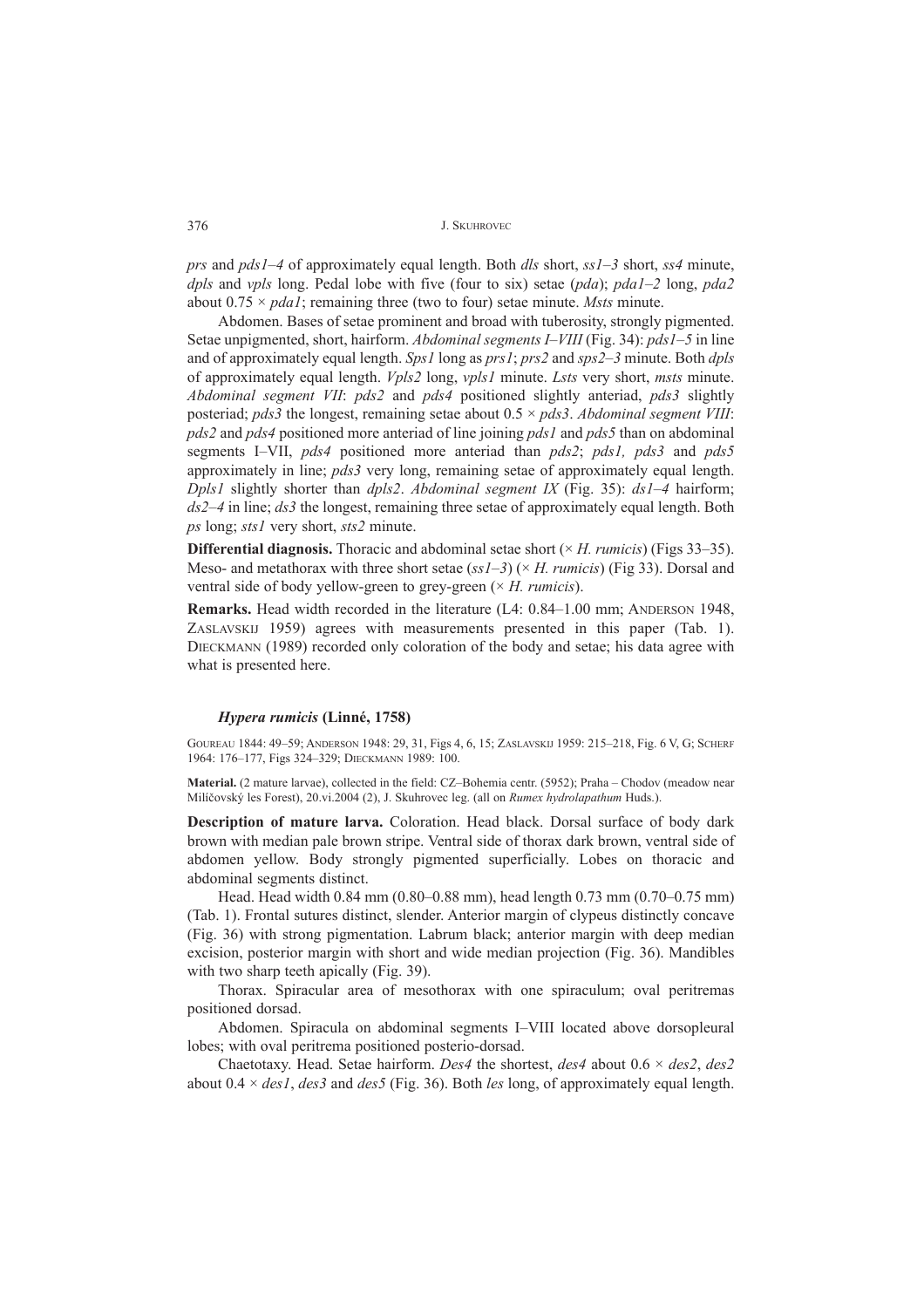*prs* and *pds1–4* of approximately equal length. Both *dls* short, *ss1–3* short, *ss4* minute, *dpls* and *vpls* long. Pedal lobe with five (four to six) setae (*pda*); *pda1–2* long, *pda2* about 0.75 × *pda1*; remaining three (two to four) setae minute. *Msts* minute.

Abdomen. Bases of setae prominent and broad with tuberosity, strongly pigmented. Setae unpigmented, short, hairform. *Abdominal segments I–VIII* (Fig. 34): *pds1–5* in line and of approximately equal length. *Sps1* long as *prs1*; *prs2* and *sps2–3* minute. Both *dpls* of approximately equal length. *Vpls2* long, *vpls1* minute. *Lsts* very short, *msts* minute. *Abdominal segment VII*: *pds2* and *pds4* positioned slightly anteriad, *pds3* slightly posteriad; *pds3* the longest, remaining setae about 0.5 × *pds3*. *Abdominal segment VIII*: *pds2* and *pds4* positioned more anteriad of line joining *pds1* and *pds5* than on abdominal segments I–VII, *pds4* positioned more anteriad than *pds2*; *pds1, pds3* and *pds5* approximately in line; *pds3* very long, remaining setae of approximately equal length. *Dpls1* slightly shorter than *dpls2*. *Abdominal segment IX* (Fig. 35): *ds1–4* hairform; *ds2–4* in line; *ds3* the longest, remaining three setae of approximately equal length. Both *ps* long; *sts1* very short, *sts2* minute.

**Differential diagnosis.** Thoracic and abdominal setae short (× *H. rumicis*) (Figs 33–35). Meso- and metathorax with three short setae (*ss1–3*) (× *H. rumicis*) (Fig 33). Dorsal and ventral side of body yellow-green to grey-green (× *H. rumicis*).

**Remarks.** Head width recorded in the literature (L4: 0.84–1.00 mm; Anderson 1948, Zaslavskij 1959) agrees with measurements presented in this paper (Tab. 1). Dieckmann (1989) recorded only coloration of the body and setae; his data agree with what is presented here.

### *Hypera rumicis* (Linné, 1758)

Goureau 1844: 49–59; Anderson 1948: 29, 31, Figs 4, 6, 15; Zaslavskij 1959: 215–218, Fig. 6 V, G; Scherf 1964: 176–177, Figs 324–329; Dieckmann 1989: 100.

**Material.** (2 mature larvae), collected in the field: CZ–Bohemia centr. (5952); Praha – Chodov (meadow near Milíčovský les Forest), 20.vi.2004 (2), J. Skuhrovec leg. (all on *Rumex hydrolapathum* Huds.).

**Description of mature larva.** Coloration. Head black. Dorsal surface of body dark brown with median pale brown stripe. Ventral side of thorax dark brown, ventral side of abdomen yellow. Body strongly pigmented superficially. Lobes on thoracic and abdominal segments distinct.

Head. Head width 0.84 mm (0.80–0.88 mm), head length 0.73 mm (0.70–0.75 mm) (Tab. 1). Frontal sutures distinct, slender. Anterior margin of clypeus distinctly concave (Fig. 36) with strong pigmentation. Labrum black; anterior margin with deep median excision, posterior margin with short and wide median projection (Fig. 36). Mandibles with two sharp teeth apically (Fig. 39).

Thorax. Spiracular area of mesothorax with one spiraculum; oval peritremas positioned dorsad.

Abdomen. Spiracula on abdominal segments I–VIII located above dorsopleural lobes; with oval peritrema positioned posterio-dorsad.

Chaetotaxy. Head. Setae hairform. *Des4* the shortest, *des4* about 0.6 × *des2*, *des2* about 0.4 × *des1*, *des3* and *des5* (Fig. 36). Both *les* long, of approximately equal length.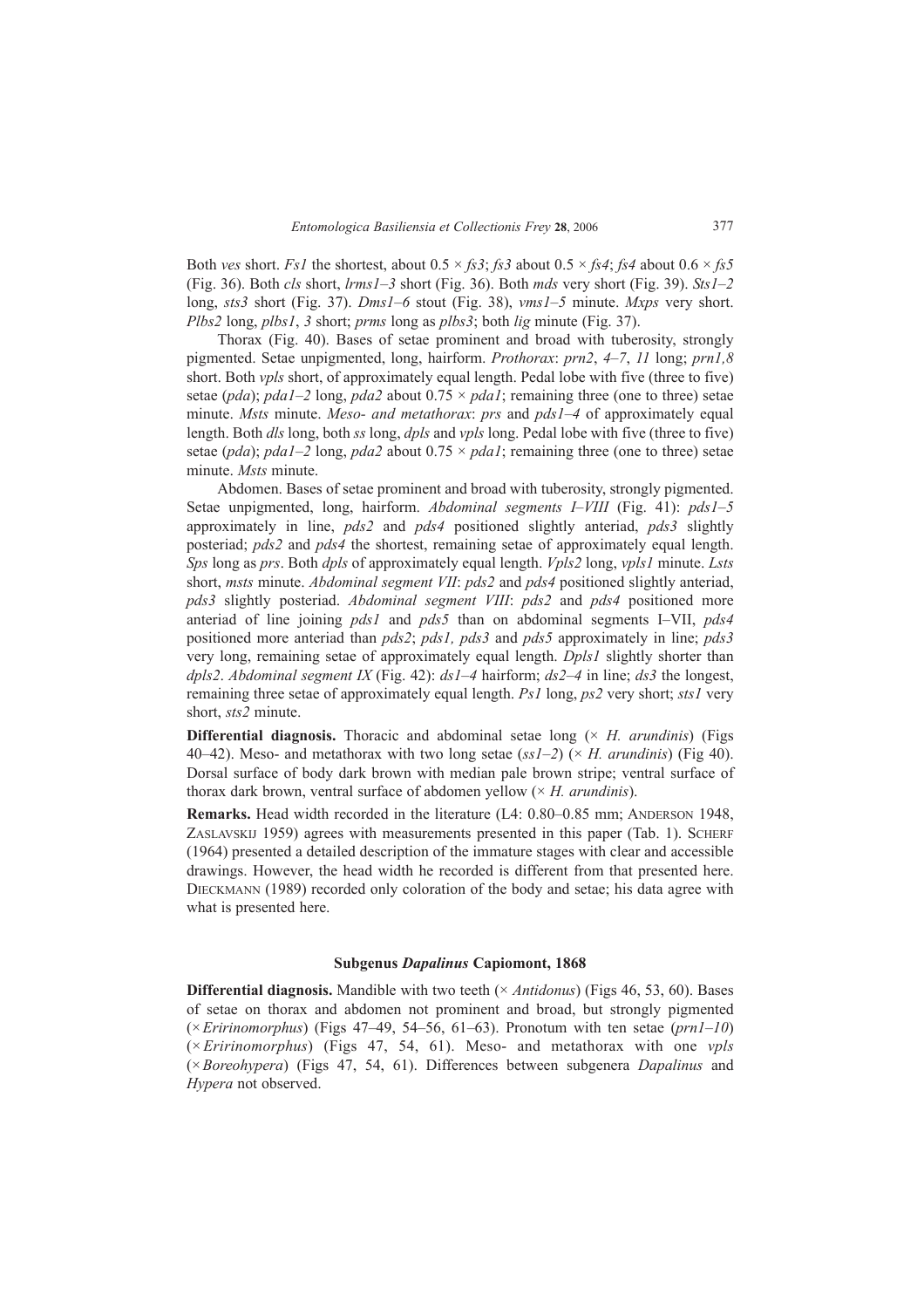Both *ves* short. *Fs1* the shortest, about 0.5 × *fs3*; *fs3* about 0.5 × *fs4*; *fs4* about 0.6 × *fs5* (Fig. 36). Both *cls* short, *lrms1–3* short (Fig. 36). Both *mds* very short (Fig. 39). *Sts1–2* long, *sts3* short (Fig. 37). *Dms1–6* stout (Fig. 38), *vms1–5* minute. *Mxps* very short. *Plbs2* long, *plbs1*, *3* short; *prms* long as *plbs3*; both *lig* minute (Fig. 37).

Thorax (Fig. 40). Bases of setae prominent and broad with tuberosity, strongly pigmented. Setae unpigmented, long, hairform. *Prothorax*: *prn2*, *4–7*, *11* long; *prn1,8* short. Both *vpls* short, of approximately equal length. Pedal lobe with five (three to five) setae (*pda*); *pda1–2* long, *pda2* about 0.75 × *pda1*; remaining three (one to three) setae minute. *Msts* minute. *Meso- and metathorax*: *prs* and *pds1–4* of approximately equal length. Both *dls* long, both *ss* long, *dpls* and *vpls* long. Pedal lobe with five (three to five) setae (*pda*); *pda1–2* long, *pda2* about 0.75 × *pda1*; remaining three (one to three) setae minute. *Msts* minute.

Abdomen. Bases of setae prominent and broad with tuberosity, strongly pigmented. Setae unpigmented, long, hairform. *Abdominal segments I–VIII* (Fig. 41): *pds1–5* approximately in line, *pds2* and *pds4* positioned slightly anteriad, *pds3* slightly posteriad; *pds2* and *pds4* the shortest, remaining setae of approximately equal length. *Sps* long as *prs*. Both *dpls* of approximately equal length. *Vpls2* long, *vpls1* minute. *Lsts* short, *msts* minute. *Abdominal segment VII*: *pds2* and *pds4* positioned slightly anteriad, *pds3* slightly posteriad. *Abdominal segment VIII*: *pds2* and *pds4* positioned more anteriad of line joining *pds1* and *pds5* than on abdominal segments I–VII, *pds4* positioned more anteriad than *pds2*; *pds1, pds3* and *pds5* approximately in line; *pds3* very long, remaining setae of approximately equal length. *Dpls1* slightly shorter than *dpls2*. *Abdominal segment IX* (Fig. 42): *ds1–4* hairform; *ds2–4* in line; *ds3* the longest, remaining three setae of approximately equal length. *Ps1* long, *ps2* very short; *sts1* very short, *sts2* minute.

**Differential diagnosis.** Thoracic and abdominal setae long (× *H. arundinis*) (Figs 40–42). Meso- and metathorax with two long setae (*ss1–2*) (× *H. arundinis*) (Fig 40). Dorsal surface of body dark brown with median pale brown stripe; ventral surface of thorax dark brown, ventral surface of abdomen yellow (× *H. arundinis*).

**Remarks.** Head width recorded in the literature (L4: 0.80–0.85 mm; Anderson 1948, Zaslavskij 1959) agrees with measurements presented in this paper (Tab. 1). Scherf (1964) presented a detailed description of the immature stages with clear and accessible drawings. However, the head width he recorded is different from that presented here. Dieckmann (1989) recorded only coloration of the body and setae; his data agree with what is presented here.

### Subgenus *Dapalinus* Capiomont, 1868

**Differential diagnosis.** Mandible with two teeth (× *Antidonus*) (Figs 46, 53, 60). Bases of setae on thorax and abdomen not prominent and broad, but strongly pigmented (× *Eririnomorphus*) (Figs 47–49, 54–56, 61–63). Pronotum with ten setae (*prn1–10*) (× *Eririnomorphus*) (Figs 47, 54, 61). Meso- and metathorax with one *vpls* (× *Boreohypera*) (Figs 47, 54, 61). Differences between subgenera *Dapalinus* and *Hypera* not observed.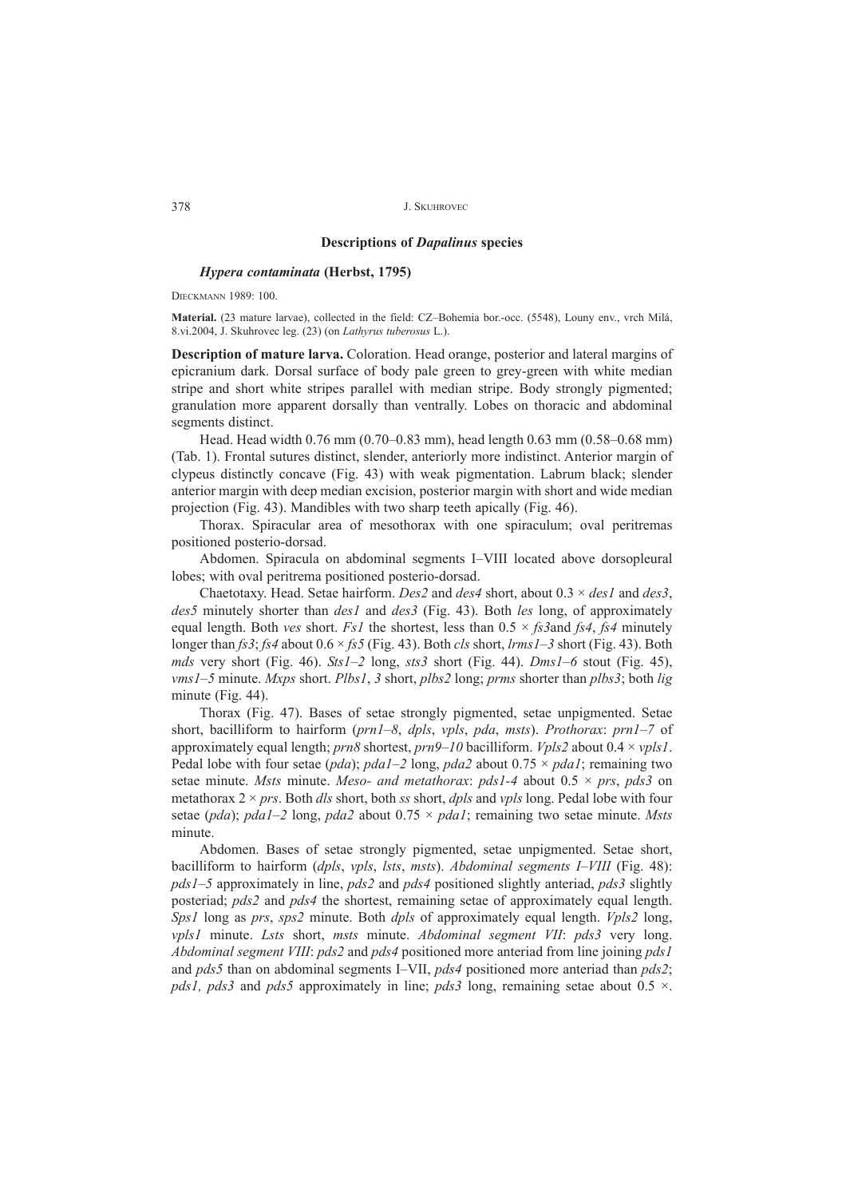### Descriptions of *Dapalinus* species

#### *Hypera contaminata* (Herbst, 1795)

DIECKMANN 1989: 100.

**Material.** (23 mature larvae), collected in the field: CZ–Bohemia bor.-occ. (5548), Louny env., vrch Milá, 8.vi.2004, J. Skuhrovec leg. (23) (on *Lathyrus tuberosus* L.).

**Description of mature larva.** Coloration. Head orange, posterior and lateral margins of epicranium dark. Dorsal surface of body pale green to grey-green with white median stripe and short white stripes parallel with median stripe. Body strongly pigmented; granulation more apparent dorsally than ventrally. Lobes on thoracic and abdominal segments distinct.

Head. Head width 0.76 mm (0.70–0.83 mm), head length 0.63 mm (0.58–0.68 mm) (Tab. 1). Frontal sutures distinct, slender, anteriorly more indistinct. Anterior margin of clypeus distinctly concave (Fig. 43) with weak pigmentation. Labrum black; slender anterior margin with deep median excision, posterior margin with short and wide median projection (Fig. 43). Mandibles with two sharp teeth apically (Fig. 46).

Thorax. Spiracular area of mesothorax with one spiraculum; oval peritremas positioned posterio-dorsad.

Abdomen. Spiracula on abdominal segments I–VIII located above dorsopleural lobes; with oval peritrema positioned posterio-dorsad.

Chaetotaxy. Head. Setae hairform. *Des2* and *des4* short, about 0.3 × *des1* and *des3*, *des5* minutely shorter than *des1* and *des3* (Fig. 43). Both *les* long, of approximately equal length. Both *ves* short. *Fs1* the shortest, less than 0.5 × *fs3*and *fs4*, *fs4* minutely longer than *fs3*; *fs4* about 0.6 × *fs5* (Fig. 43). Both *cls* short, *lrms1–3* short (Fig. 43). Both *mds* very short (Fig. 46). *Sts1–2* long, *sts3* short (Fig. 44). *Dms1–6* stout (Fig. 45), *vms1–5* minute. *Mxps* short. *Plbs1*, *3* short, *plbs2* long; *prms* shorter than *plbs3*; both *lig* minute (Fig. 44).

Thorax (Fig. 47). Bases of setae strongly pigmented, setae unpigmented. Setae short, bacilliform to hairform (*prn1–8*, *dpls*, *vpls*, *pda*, *msts*). *Prothorax*: *prn1–7* of approximately equal length; *prn8* shortest, *prn9–10* bacilliform. *Vpls2* about 0.4 × *vpls1*. Pedal lobe with four setae (*pda*); *pda1–2* long, *pda2* about 0.75 × *pda1*; remaining two setae minute. *Msts* minute. *Meso- and metathorax*: *pds1-4* about 0.5 × *prs*, *pds3* on metathorax 2 × *prs*. Both *dls* short, both *ss* short, *dpls* and *vpls* long. Pedal lobe with four setae (*pda*); *pda1–2* long, *pda2* about 0.75 × *pda1*; remaining two setae minute. *Msts* minute.

Abdomen. Bases of setae strongly pigmented, setae unpigmented. Setae short, bacilliform to hairform (*dpls*, *vpls*, *lsts*, *msts*). *Abdominal segments I–VIII* (Fig. 48): *pds1–5* approximately in line, *pds2* and *pds4* positioned slightly anteriad, *pds3* slightly posteriad; *pds2* and *pds4* the shortest, remaining setae of approximately equal length. *Sps1* long as *prs*, *sps2* minute. Both *dpls* of approximately equal length. *Vpls2* long, *vpls1* minute. *Lsts* short, *msts* minute. *Abdominal segment VII*: *pds3* very long. *Abdominal segment VIII*: *pds2* and *pds4* positioned more anteriad from line joining *pds1* and *pds5* than on abdominal segments I–VII, *pds4* positioned more anteriad than *pds2*; *pds1, pds3* and *pds5* approximately in line; *pds3* long, remaining setae about 0.5 ×.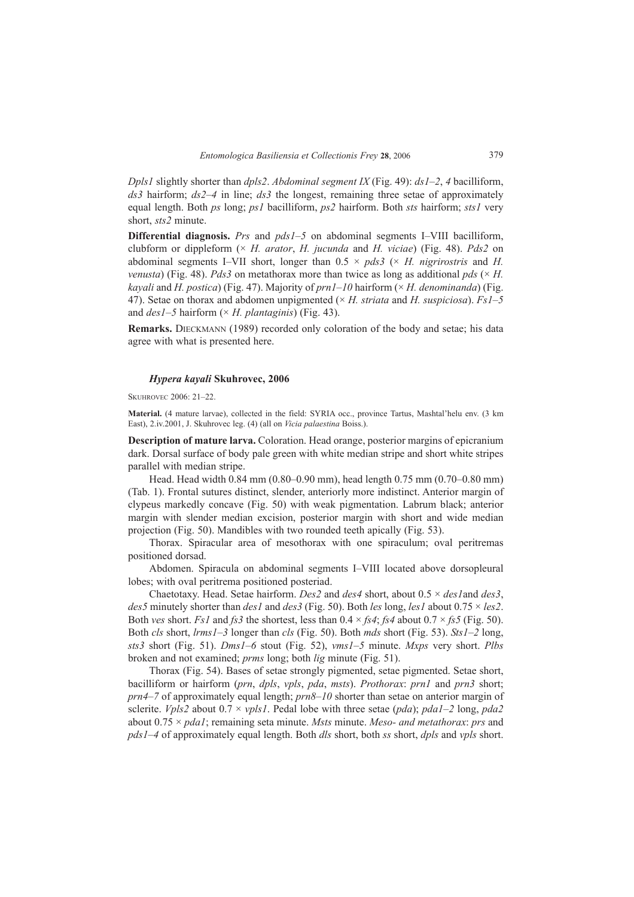*Dpls1* slightly shorter than *dpls2*. *Abdominal segment IX* (Fig. 49): *ds1–2*, *4* bacilliform, *ds3* hairform; *ds2–4* in line; *ds3* the longest, remaining three setae of approximately equal length. Both *ps* long; *ps1* bacilliform, *ps2* hairform. Both *sts* hairform; *sts1* very short, *sts2* minute.

**Differential diagnosis.** *Prs* and *pds1–5* on abdominal segments I–VIII bacilliform, clubform or dippleform (× *H. arator*, *H. jucunda* and *H. viciae*) (Fig. 48). *Pds2* on abdominal segments I–VII short, longer than 0.5 × *pds3* (× *H. nigrirostris* and *H. venusta*) (Fig. 48). *Pds3* on metathorax more than twice as long as additional *pds* (× *H. kayali* and *H. postica*) (Fig. 47). Majority of *prn1–10* hairform (× *H. denominanda*) (Fig. 47). Setae on thorax and abdomen unpigmented (× *H. striata* and *H. suspiciosa*). *Fs1–5* and *des1–5* hairform (× *H. plantaginis*) (Fig. 43).

**Remarks.** Dieckmann (1989) recorded only coloration of the body and setae; his data agree with what is presented here.

### *Hypera kayali* Skuhrovec, 2006

Skuhrovec 2006: 21–22.

**Material.** (4 mature larvae), collected in the field: SYRIA occ., province Tartus, Mashtal'helu env. (3 km East), 2.iv.2001, J. Skuhrovec leg. (4) (all on *Vicia palaestina* Boiss.).

**Description of mature larva.** Coloration. Head orange, posterior margins of epicranium dark. Dorsal surface of body pale green with white median stripe and short white stripes parallel with median stripe.

Head. Head width 0.84 mm (0.80–0.90 mm), head length 0.75 mm (0.70–0.80 mm) (Tab. 1). Frontal sutures distinct, slender, anteriorly more indistinct. Anterior margin of clypeus markedly concave (Fig. 50) with weak pigmentation. Labrum black; anterior margin with slender median excision, posterior margin with short and wide median projection (Fig. 50). Mandibles with two rounded teeth apically (Fig. 53).

Thorax. Spiracular area of mesothorax with one spiraculum; oval peritremas positioned dorsad.

Abdomen. Spiracula on abdominal segments I–VIII located above dorsopleural lobes; with oval peritrema positioned posteriad.

Chaetotaxy. Head. Setae hairform. *Des2* and *des4* short, about 0.5 × *des1*and *des3*, *des5* minutely shorter than *des1* and *des3* (Fig. 50). Both *les* long, *les1* about 0.75 × *les2*. Both *ves* short. *Fs1* and *fs3* the shortest, less than 0.4 × *fs4*; *fs4* about 0.7 × *fs5* (Fig. 50). Both *cls* short, *lrms1–3* longer than *cls* (Fig. 50). Both *mds* short (Fig. 53). *Sts1–2* long, *sts3* short (Fig. 51). *Dms1–6* stout (Fig. 52), *vms1–5* minute. *Mxps* very short. *Plbs* broken and not examined; *prms* long; both *lig* minute (Fig. 51).

Thorax (Fig. 54). Bases of setae strongly pigmented, setae pigmented. Setae short, bacilliform or hairform (*prn*, *dpls*, *vpls*, *pda*, *msts*). *Prothorax*: *prn1* and *prn3* short; *prn4–7* of approximately equal length; *prn8–10* shorter than setae on anterior margin of sclerite. *Vpls2* about 0.7 × *vpls1*. Pedal lobe with three setae (*pda*); *pda1–2* long, *pda2* about 0.75 × *pda1*; remaining seta minute. *Msts* minute. *Meso- and metathorax*: *prs* and *pds1–4* of approximately equal length. Both *dls* short, both *ss* short, *dpls* and *vpls* short.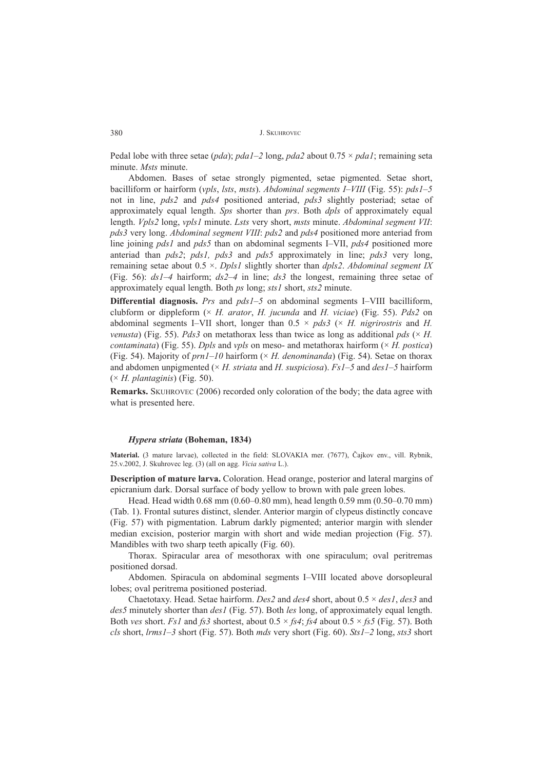Pedal lobe with three setae (*pda*); *pda1–2* long, *pda2* about 0.75 × *pda1*; remaining seta minute. *Msts* minute.

Abdomen. Bases of setae strongly pigmented, setae pigmented. Setae short, bacilliform or hairform (*vpls*, *lsts*, *msts*). *Abdominal segments I–VIII* (Fig. 55): *pds1–5* not in line, *pds2* and *pds4* positioned anteriad, *pds3* slightly posteriad; setae of approximately equal length. *Sps* shorter than *prs*. Both *dpls* of approximately equal length. *Vpls2* long, *vpls1* minute. *Lsts* very short, *msts* minute. *Abdominal segment VII*: *pds3* very long. *Abdominal segment VIII*: *pds2* and *pds4* positioned more anteriad from line joining *pds1* and *pds5* than on abdominal segments I–VII, *pds4* positioned more anteriad than *pds2*; *pds1, pds3* and *pds5* approximately in line; *pds3* very long, remaining setae about 0.5 ×. *Dpls1* slightly shorter than *dpls2*. *Abdominal segment IX* (Fig. 56): *ds1–4* hairform; *ds2–4* in line; *ds3* the longest, remaining three setae of approximately equal length. Both *ps* long; *sts1* short, *sts2* minute.

**Differential diagnosis.** *Prs* and *pds1–5* on abdominal segments I–VIII bacilliform, clubform or dippleform (× *H. arator*, *H. jucunda* and *H. viciae*) (Fig. 55). *Pds2* on abdominal segments I–VII short, longer than 0.5 × *pds3* (× *H. nigrirostris* and *H. venusta*) (Fig. 55). *Pds3* on metathorax less than twice as long as additional *pds* (× *H. contaminata*) (Fig. 55). *Dpls* and *vpls* on meso- and metathorax hairform (× *H. postica*) (Fig. 54). Majority of *prn1–10* hairform (× *H. denominanda*) (Fig. 54). Setae on thorax and abdomen unpigmented (× *H. striata* and *H. suspiciosa*). *Fs1–5* and *des1–5* hairform (× *H. plantaginis*) (Fig. 50).

**Remarks.** Skuhrovec (2006) recorded only coloration of the body; the data agree with what is presented here.

### *Hypera striata* (Boheman, 1834)

**Material.** (3 mature larvae), collected in the field: SLOVAKIA mer. (7677), Čajkov env., vill. Rybnik, 25.v.2002, J. Skuhrovec leg. (3) (all on agg. *Vicia sativa* L.).

**Description of mature larva.** Coloration. Head orange, posterior and lateral margins of epicranium dark. Dorsal surface of body yellow to brown with pale green lobes.

Head. Head width 0.68 mm (0.60–0.80 mm), head length 0.59 mm (0.50–0.70 mm) (Tab. 1). Frontal sutures distinct, slender. Anterior margin of clypeus distinctly concave (Fig. 57) with pigmentation. Labrum darkly pigmented; anterior margin with slender median excision, posterior margin with short and wide median projection (Fig. 57). Mandibles with two sharp teeth apically (Fig. 60).

Thorax. Spiracular area of mesothorax with one spiraculum; oval peritremas positioned dorsad.

Abdomen. Spiracula on abdominal segments I–VIII located above dorsopleural lobes; oval peritrema positioned posteriad.

Chaetotaxy. Head. Setae hairform. *Des2* and *des4* short, about 0.5 × *des1*, *des3* and *des5* minutely shorter than *des1* (Fig. 57). Both *les* long, of approximately equal length. Both *ves* short. *Fs1* and *fs3* shortest, about 0.5 × *fs4*; *fs4* about 0.5 × *fs5* (Fig. 57). Both *cls* short, *lrms1–3* short (Fig. 57). Both *mds* very short (Fig. 60). *Sts1–2* long, *sts3* short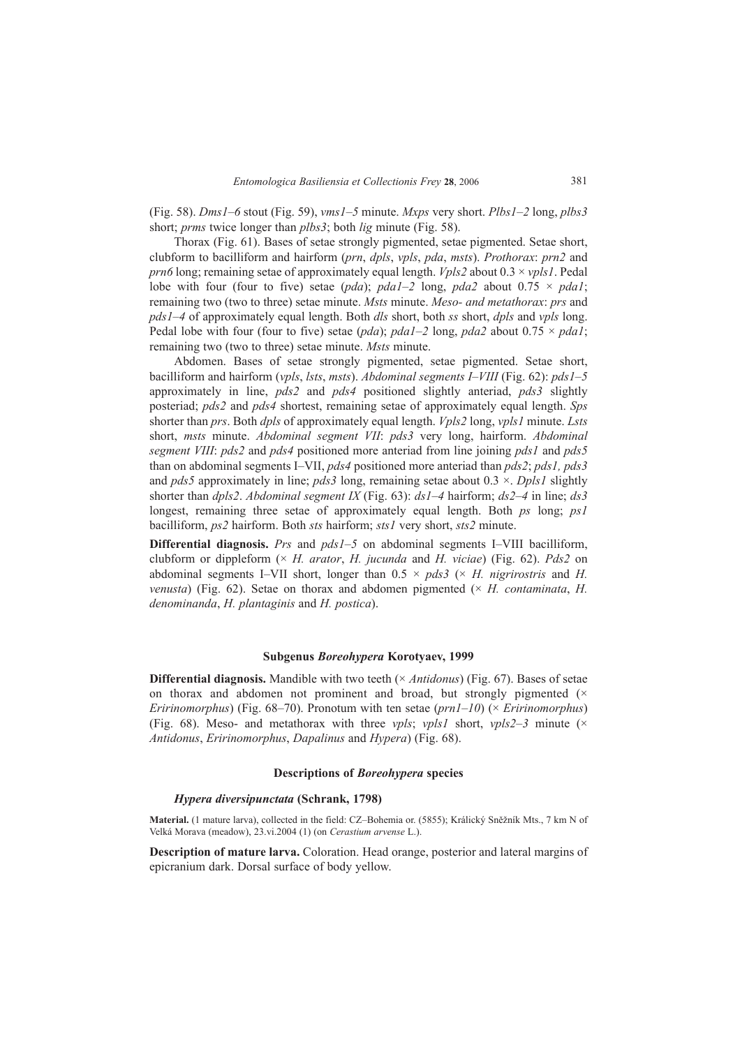(Fig. 58). *Dms1–6* stout (Fig. 59), *vms1–5* minute. *Mxps* very short. *Plbs1–2* long, *plbs3* short; *prms* twice longer than *plbs3*; both *lig* minute (Fig. 58).

Thorax (Fig. 61). Bases of setae strongly pigmented, setae pigmented. Setae short, clubform to bacilliform and hairform (*prn*, *dpls*, *vpls*, *pda*, *msts*). *Prothorax*: *prn2* and *prn6* long; remaining setae of approximately equal length. *Vpls2* about 0.3 × *vpls1*. Pedal lobe with four (four to five) setae (*pda*); *pda1–2* long, *pda2* about 0.75 × *pda1*; remaining two (two to three) setae minute. *Msts* minute. *Meso- and metathorax*: *prs* and *pds1–4* of approximately equal length. Both *dls* short, both *ss* short, *dpls* and *vpls* long. Pedal lobe with four (four to five) setae (*pda*); *pda1–2* long, *pda2* about 0.75 × *pda1*; remaining two (two to three) setae minute. *Msts* minute.

Abdomen. Bases of setae strongly pigmented, setae pigmented. Setae short, bacilliform and hairform (*vpls*, *lsts*, *msts*). *Abdominal segments I–VIII* (Fig. 62): *pds1–5* approximately in line, *pds2* and *pds4* positioned slightly anteriad, *pds3* slightly posteriad; *pds2* and *pds4* shortest, remaining setae of approximately equal length. *Sps* shorter than *prs*. Both *dpls* of approximately equal length. *Vpls2* long, *vpls1* minute. *Lsts* short, *msts* minute. *Abdominal segment VII*: *pds3* very long, hairform. *Abdominal segment VIII*: *pds2* and *pds4* positioned more anteriad from line joining *pds1* and *pds5* than on abdominal segments I–VII, *pds4* positioned more anteriad than *pds2*; *pds1, pds3* and *pds5* approximately in line; *pds3* long, remaining setae about 0.3 ×. *Dpls1* slightly shorter than *dpls2*. *Abdominal segment IX* (Fig. 63): *ds1–4* hairform; *ds2–4* in line; *ds3* longest, remaining three setae of approximately equal length. Both *ps* long; *ps1* bacilliform, *ps2* hairform. Both *sts* hairform; *sts1* very short, *sts2* minute.

**Differential diagnosis.** *Prs* and *pds1–5* on abdominal segments I–VIII bacilliform, clubform or dippleform (× *H. arator*, *H. jucunda* and *H. viciae*) (Fig. 62). *Pds2* on abdominal segments I–VII short, longer than 0.5 × *pds3* (× *H. nigrirostris* and *H. venusta*) (Fig. 62). Setae on thorax and abdomen pigmented (× *H. contaminata*, *H. denominanda*, *H. plantaginis* and *H. postica*).

## Subgenus *Boreohypera* Korotyaev, 1999

**Differential diagnosis.** Mandible with two teeth (× *Antidonus*) (Fig. 67). Bases of setae on thorax and abdomen not prominent and broad, but strongly pigmented (× *Eririnomorphus*) (Fig. 68–70). Pronotum with ten setae (*prn1–10*) (× *Eririnomorphus*) (Fig. 68). Meso- and metathorax with three *vpls*; *vpls1* short, *vpls2–3* minute (× *Antidonus*, *Eririnomorphus*, *Dapalinus* and *Hypera*) (Fig. 68).

### Descriptions of *Boreohypera* species

#### *Hypera diversipunctata* (Schrank, 1798)

**Material.** (1 mature larva), collected in the field: CZ–Bohemia or. (5855); Králický Sněžník Mts., 7 km N of Velká Morava (meadow), 23.vi.2004 (1) (on *Cerastium arvense* L.).

**Description of mature larva.** Coloration. Head orange, posterior and lateral margins of epicranium dark. Dorsal surface of body yellow.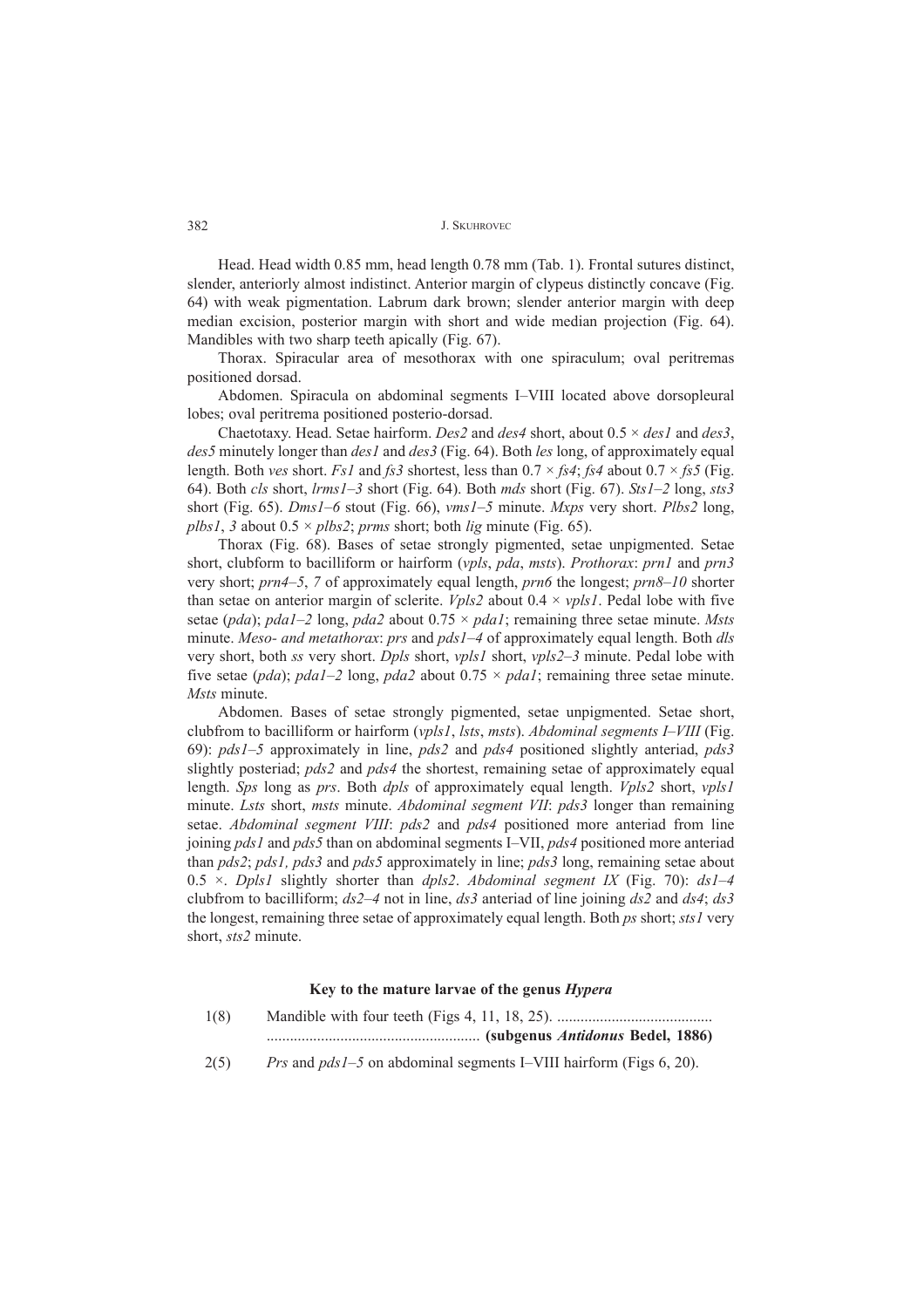Head. Head width 0.85 mm, head length 0.78 mm (Tab. 1). Frontal sutures distinct, slender, anteriorly almost indistinct. Anterior margin of clypeus distinctly concave (Fig. 64) with weak pigmentation. Labrum dark brown; slender anterior margin with deep median excision, posterior margin with short and wide median projection (Fig. 64). Mandibles with two sharp teeth apically (Fig. 67).

Thorax. Spiracular area of mesothorax with one spiraculum; oval peritremas positioned dorsad.

Abdomen. Spiracula on abdominal segments I–VIII located above dorsopleural lobes; oval peritrema positioned posterio-dorsad.

Chaetotaxy. Head. Setae hairform. *Des2* and *des4* short, about 0.5 × *des1* and *des3*, *des5* minutely longer than *des1* and *des3* (Fig. 64). Both *les* long, of approximately equal length. Both *ves* short. *Fs1* and *fs3* shortest, less than 0.7 × *fs4*; *fs4* about 0.7 × *fs5* (Fig. 64). Both *cls* short, *lrms1–3* short (Fig. 64). Both *mds* short (Fig. 67). *Sts1–2* long, *sts3* short (Fig. 65). *Dms1–6* stout (Fig. 66), *vms1–5* minute. *Mxps* very short. *Plbs2* long, *plbs1*, *3* about 0.5 × *plbs2*; *prms* short; both *lig* minute (Fig. 65).

Thorax (Fig. 68). Bases of setae strongly pigmented, setae unpigmented. Setae short, clubform to bacilliform or hairform (*vpls*, *pda*, *msts*). *Prothorax*: *prn1* and *prn3* very short; *prn4–5*, *7* of approximately equal length, *prn6* the longest; *prn8–10* shorter than setae on anterior margin of sclerite. *Vpls2* about 0.4 × *vpls1*. Pedal lobe with five setae (*pda*); *pda1–2* long, *pda2* about 0.75 × *pda1*; remaining three setae minute. *Msts* minute. *Meso- and metathorax*: *prs* and *pds1–4* of approximately equal length. Both *dls* very short, both *ss* very short. *Dpls* short, *vpls1* short, *vpls2–3* minute. Pedal lobe with five setae (*pda*); *pda1–2* long, *pda2* about 0.75 × *pda1*; remaining three setae minute. *Msts* minute.

Abdomen. Bases of setae strongly pigmented, setae unpigmented. Setae short, clubfrom to bacilliform or hairform (*vpls1*, *lsts*, *msts*). *Abdominal segments I–VIII* (Fig. 69): *pds1–5* approximately in line, *pds2* and *pds4* positioned slightly anteriad, *pds3* slightly posteriad; *pds2* and *pds4* the shortest, remaining setae of approximately equal length. *Sps* long as *prs*. Both *dpls* of approximately equal length. *Vpls2* short, *vpls1* minute. *Lsts* short, *msts* minute. *Abdominal segment VII*: *pds3* longer than remaining setae. *Abdominal segment VIII*: *pds2* and *pds4* positioned more anteriad from line joining *pds1* and *pds5* than on abdominal segments I–VII, *pds4* positioned more anteriad than *pds2*; *pds1, pds3* and *pds5* approximately in line; *pds3* long, remaining setae about 0.5 ×. *Dpls1* slightly shorter than *dpls2*. *Abdominal segment IX* (Fig. 70): *ds1–4* clubfrom to bacilliform; *ds2–4* not in line, *ds3* anteriad of line joining *ds2* and *ds4*; *ds3* the longest, remaining three setae of approximately equal length. Both *ps* short; *sts1* very short, *sts2* minute.

### Key to the mature larvae of the genus *Hypera*

1(8) Mandible with four teeth (Figs 4, 11, 18, 25). ........................................ ....................................................... **(subgenus *Antidonus* Bedel, 1886)**

2(5) *Prs* and *pds1–5* on abdominal segments I–VIII hairform (Figs 6, 20).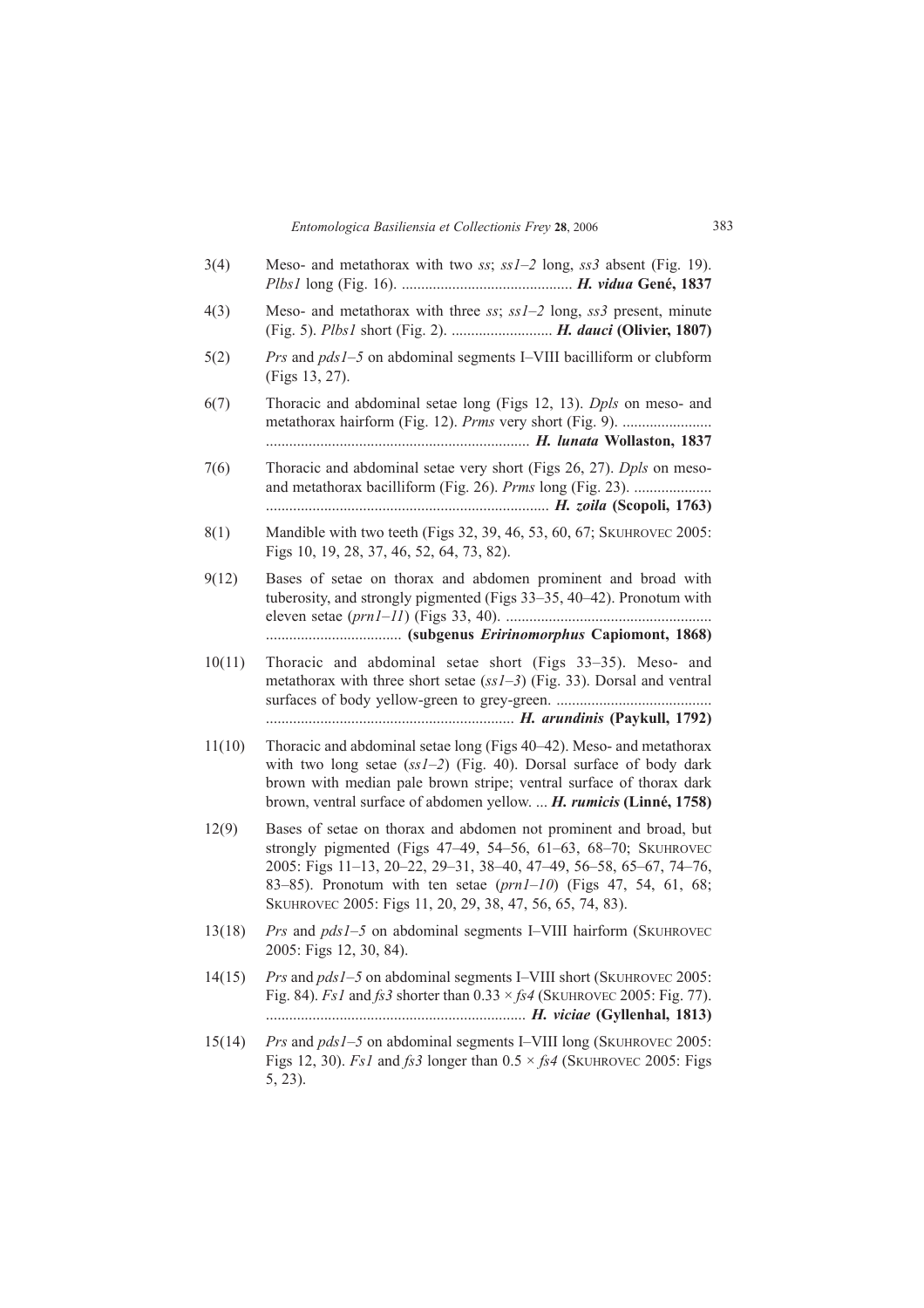3(4) Meso- and metathorax with two *ss*; *ss1–2* long, *ss3* absent (Fig. 19). *Plbs1* long (Fig. 16). ............................................ ***H. vidua* Gené, 1837**

4(3) Meso- and metathorax with three *ss*; *ss1–2* long, *ss3* present, minute (Fig. 5). *Plbs1* short (Fig. 2). .......................... ***H. dauci* (Olivier, 1807)**

5(2) *Prs* and *pds1–5* on abdominal segments I–VIII bacilliform or clubform (Figs 13, 27).

6(7) Thoracic and abdominal setae long (Figs 12, 13). *Dpls* on meso- and metathorax hairform (Fig. 12). *Prms* very short (Fig. 9). ....................... ................................................................... ***H. lunata* Wollaston, 1837**

7(6) Thoracic and abdominal setae very short (Figs 26, 27). *Dpls* on meso- and metathorax bacilliform (Fig. 26). *Prms* long (Fig. 23). .................... ........................................................................ ***H. zoila* (Scopoli, 1763)**

8(1) Mandible with two teeth (Figs 32, 39, 46, 53, 60, 67; SKUHROVEC 2005: Figs 10, 19, 28, 37, 46, 52, 64, 73, 82).

9(12) Bases of setae on thorax and abdomen prominent and broad with tuberosity, and strongly pigmented (Figs 33–35, 40–42). Pronotum with eleven setae (*prn1–11*) (Figs 33, 40). ..................................................... .................................. **(subgenus *Eririnomorphus* Capiomont, 1868)**

10(11) Thoracic and abdominal setae short (Figs 33–35). Meso- and metathorax with three short setae (*ss1–3*) (Fig. 33). Dorsal and ventral surfaces of body yellow-green to grey-green. ........................................ ............................................................... ***H. arundinis* (Paykull, 1792)**

11(10) Thoracic and abdominal setae long (Figs 40–42). Meso- and metathorax with two long setae (*ss1–2*) (Fig. 40). Dorsal surface of body dark brown with median pale brown stripe; ventral surface of thorax dark brown, ventral surface of abdomen yellow. ... ***H. rumicis* (Linné, 1758)**

12(9) Bases of setae on thorax and abdomen not prominent and broad, but strongly pigmented (Figs 47–49, 54–56, 61–63, 68–70; SKUHROVEC 2005: Figs 11–13, 20–22, 29–31, 38–40, 47–49, 56–58, 65–67, 74–76, 83–85). Pronotum with ten setae (*prn1–10*) (Figs 47, 54, 61, 68; SKUHROVEC 2005: Figs 11, 20, 29, 38, 47, 56, 65, 74, 83).

13(18) *Prs* and *pds1–5* on abdominal segments I–VIII hairform (SKUHROVEC 2005: Figs 12, 30, 84).

14(15) *Prs* and *pds1–5* on abdominal segments I–VIII short (SKUHROVEC 2005: Fig. 84). *Fs1* and *fs3* shorter than 0.33 × *fs4* (SKUHROVEC 2005: Fig. 77). .................................................................. ***H. viciae* (Gyllenhal, 1813)**

15(14) *Prs* and *pds1–5* on abdominal segments I–VIII long (SKUHROVEC 2005: Figs 12, 30). *Fs1* and *fs3* longer than 0.5 × *fs4* (SKUHROVEC 2005: Figs 5, 23).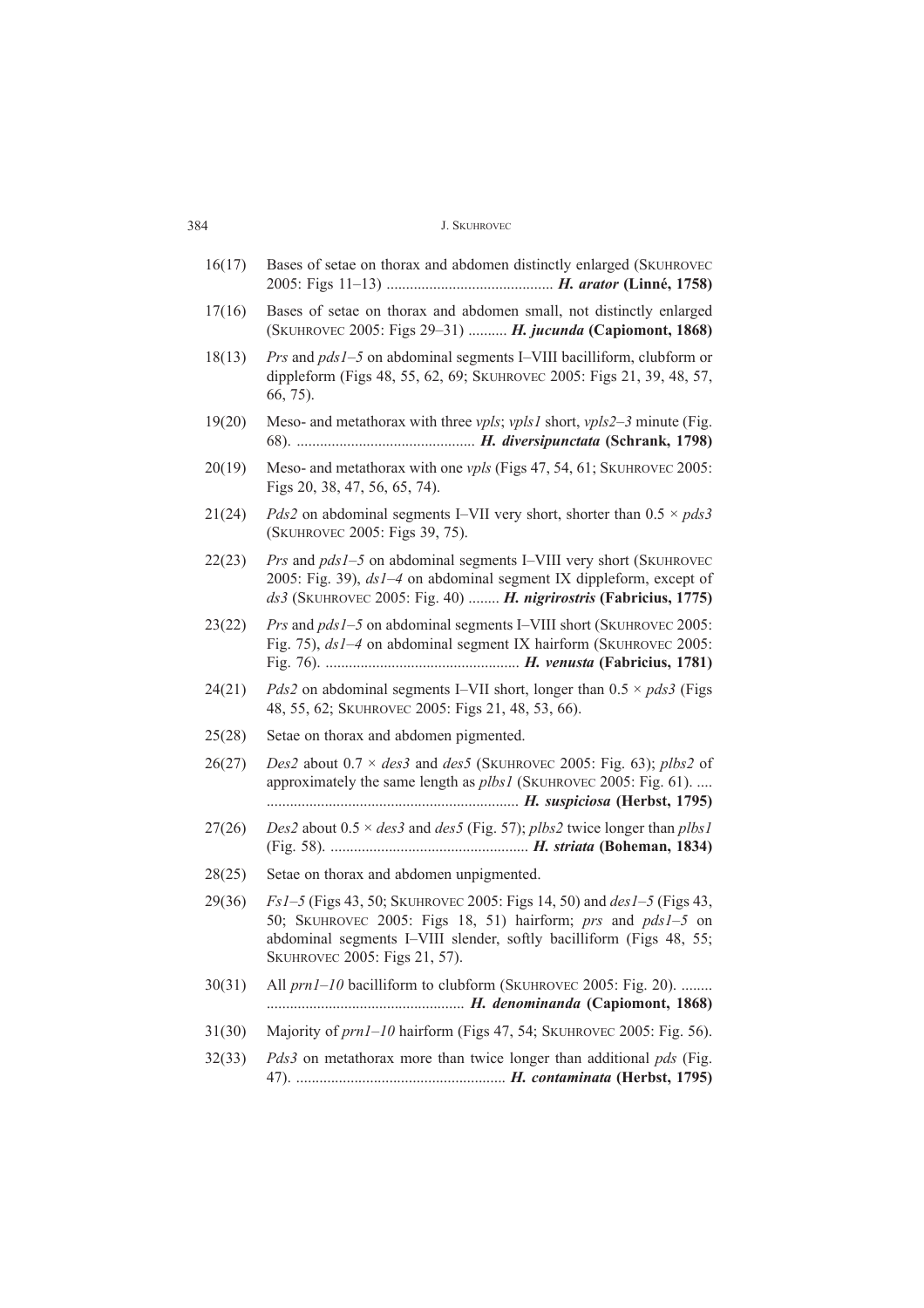16(17) Bases of setae on thorax and abdomen distinctly enlarged (Skuhrovec 2005: Figs 11–13) ........................................... ***H. arator* (Linné, 1758)**

17(16) Bases of setae on thorax and abdomen small, not distinctly enlarged (Skuhrovec 2005: Figs 29–31) .......... ***H. jucunda* (Capiomont, 1868)**

18(13) *Prs* and *pds1–5* on abdominal segments I–VIII bacilliform, clubform or dippleform (Figs 48, 55, 62, 69; Skuhrovec 2005: Figs 21, 39, 48, 57, 66, 75).

19(20) Meso- and metathorax with three *vpls*; *vpls1* short, *vpls2–3* minute (Fig. 68). .............................................. ***H. diversipunctata* (Schrank, 1798)**

20(19) Meso- and metathorax with one *vpls* (Figs 47, 54, 61; Skuhrovec 2005: Figs 20, 38, 47, 56, 65, 74).

21(24) *Pds2* on abdominal segments I–VII very short, shorter than 0.5 × *pds3* (Skuhrovec 2005: Figs 39, 75).

22(23) *Prs* and *pds1–5* on abdominal segments I–VIII very short (Skuhrovec 2005: Fig. 39), *ds1–4* on abdominal segment IX dippleform, except of *ds3* (Skuhrovec 2005: Fig. 40) ........ ***H. nigrirostris* (Fabricius, 1775)**

23(22) *Prs* and *pds1–5* on abdominal segments I–VIII short (Skuhrovec 2005: Fig. 75), *ds1–4* on abdominal segment IX hairform (Skuhrovec 2005: Fig. 76). .................................................. ***H. venusta* (Fabricius, 1781)**

24(21) *Pds2* on abdominal segments I–VII short, longer than 0.5 × *pds3* (Figs 48, 55, 62; Skuhrovec 2005: Figs 21, 48, 53, 66).

25(28) Setae on thorax and abdomen pigmented.

26(27) *Des2* about 0.7 × *des3* and *des5* (Skuhrovec 2005: Fig. 63); *plbs2* of approximately the same length as *plbs1* (Skuhrovec 2005: Fig. 61). .... ................................................................ ***H. suspiciosa* (Herbst, 1795)**

27(26) *Des2* about 0.5 × *des3* and *des5* (Fig. 57); *plbs2* twice longer than *plbs1* (Fig. 58). ................................................... ***H. striata* (Boheman, 1834)**

28(25) Setae on thorax and abdomen unpigmented.

29(36) *Fs1–5* (Figs 43, 50; Skuhrovec 2005: Figs 14, 50) and *des1–5* (Figs 43, 50; Skuhrovec 2005: Figs 18, 51) hairform; *prs* and *pds1–5* on abdominal segments I–VIII slender, softly bacilliform (Figs 48, 55; Skuhrovec 2005: Figs 21, 57).

30(31) All *prn1–10* bacilliform to clubform (Skuhrovec 2005: Fig. 20). ........ .................................................. ***H. denominanda* (Capiomont, 1868)**

31(30) Majority of *prn1–10* hairform (Figs 47, 54; Skuhrovec 2005: Fig. 56).

32(33) *Pds3* on metathorax more than twice longer than additional *pds* (Fig. 47). ..................................................... ***H. contaminata* (Herbst, 1795)**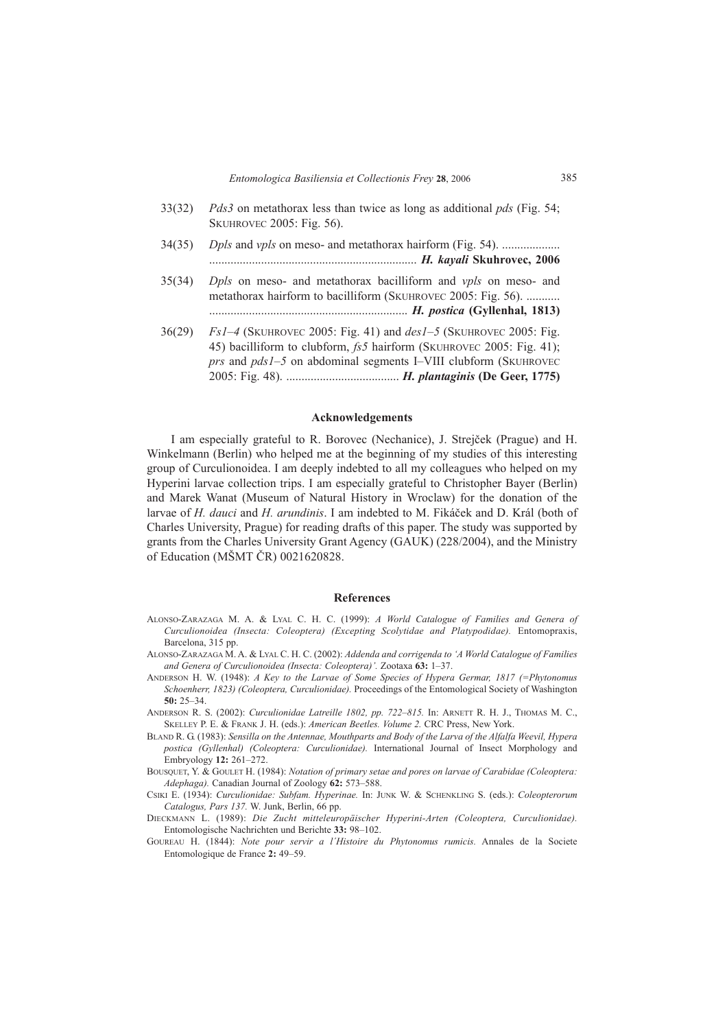33(32) *Pds3* on metathorax less than twice as long as additional *pds* (Fig. 54; SKUHROVEC 2005: Fig. 56).

34(35) *Dpls* and *vpls* on meso- and metathorax hairform (Fig. 54). ................................................................................. ***H. kayali* Skuhrovec, 2006**

35(34) *Dpls* on meso- and metathorax bacilliform and *vpls* on meso- and metathorax hairform to bacilliform (SKUHROVEC 2005: Fig. 56). ........................................................................... ***H. postica* (Gyllenhal, 1813)**

36(29) *Fs1–4* (SKUHROVEC 2005: Fig. 41) and *des1–5* (SKUHROVEC 2005: Fig. 45) bacilliform to clubform, *fs5* hairform (SKUHROVEC 2005: Fig. 41); *prs* and *pds1–5* on abdominal segments I–VIII clubform (SKUHROVEC 2005: Fig. 48). ..................................... ***H. plantaginis* (De Geer, 1775)**

## Acknowledgements

I am especially grateful to R. Borovec (Nechanice), J. Strejček (Prague) and H. Winkelmann (Berlin) who helped me at the beginning of my studies of this interesting group of Curculionoidea. I am deeply indebted to all my colleagues who helped on my Hyperini larvae collection trips. I am especially grateful to Christopher Bayer (Berlin) and Marek Wanat (Museum of Natural History in Wroclaw) for the donation of the larvae of *H. dauci* and *H. arundinis*. I am indebted to M. Fikáček and D. Král (both of Charles University, Prague) for reading drafts of this paper. The study was supported by grants from the Charles University Grant Agency (GAUK) (228/2004), and the Ministry of Education (MŠMT ČR) 0021620828.

## References

ALONSO-ZARAZAGA M. A. & LYAL C. H. C. (1999): *A World Catalogue of Families and Genera of Curculionoidea (Insecta: Coleoptera) (Excepting Scolytidae and Platypodidae).* Entomopraxis, Barcelona, 315 pp.

ALONSO-ZARAZAGA M. A. & LYAL C. H. C. (2002): *Addenda and corrigenda to 'A World Catalogue of Families and Genera of Curculionoidea (Insecta: Coleoptera)'.* Zootaxa **63:** 1–37.

ANDERSON H. W. (1948): *A Key to the Larvae of Some Species of Hypera Germar, 1817 (=Phytonomus Schoenherr, 1823) (Coleoptera, Curculionidae).* Proceedings of the Entomological Society of Washington **50:** 25–34.

ANDERSON R. S. (2002): *Curculionidae Latreille 1802, pp. 722–815.* In: ARNETT R. H. J., THOMAS M. C., SKELLEY P. E. & FRANK J. H. (eds.): *American Beetles. Volume 2.* CRC Press, New York.

BLAND R. G. (1983): *Sensilla on the Antennae, Mouthparts and Body of the Larva of the Alfalfa Weevil, Hypera postica (Gyllenhal) (Coleoptera: Curculionidae).* International Journal of Insect Morphology and Embryology **12:** 261–272.

BOUSQUET, Y. & GOULET H. (1984): *Notation of primary setae and pores on larvae of Carabidae (Coleoptera: Adephaga).* Canadian Journal of Zoology **62:** 573–588.

CSIKI E. (1934): *Curculionidae: Subfam. Hyperinae.* In: JUNK W. & SCHENKLING S. (eds.): *Coleopterorum Catalogus, Pars 137.* W. Junk, Berlin, 66 pp.

DIECKMANN L. (1989): *Die Zucht mitteleuropäischer Hyperini-Arten (Coleoptera, Curculionidae).* Entomologische Nachrichten und Berichte **33:** 98–102.

GOUREAU H. (1844): *Note pour servir a l'Histoire du Phytonomus rumicis.* Annales de la Societe Entomologique de France **2:** 49–59.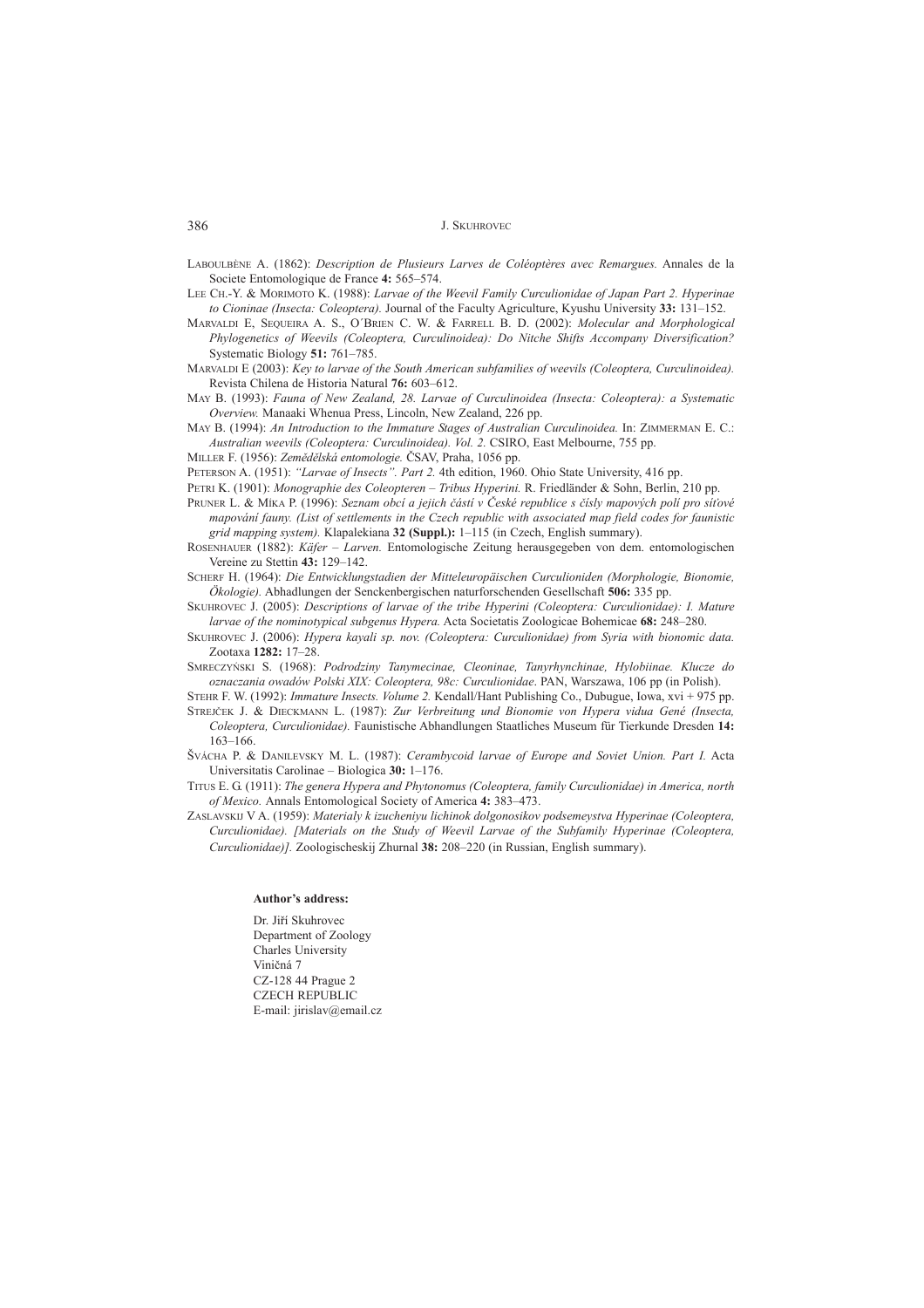LABOULBÈNE A. (1862): *Description de Plusieurs Larves de Coléoptères avec Remargues.* Annales de la Societe Entomologique de France **4:** 565–574.

LEE CH.-Y. & MORIMOTO K. (1988): *Larvae of the Weevil Family Curculionidae of Japan Part 2. Hyperinae to Cioninae (Insecta: Coleoptera).* Journal of the Faculty Agriculture, Kyushu University **33:** 131–152.

MARVALDI E, SEQUEIRA A. S., O´BRIEN C. W. & FARRELL B. D. (2002): *Molecular and Morphological Phylogenetics of Weevils (Coleoptera, Curculinoidea): Do Nitche Shifts Accompany Diversification?* Systematic Biology **51:** 761–785.

MARVALDI E (2003): *Key to larvae of the South American subfamilies of weevils (Coleoptera, Curculinoidea).* Revista Chilena de Historia Natural **76:** 603–612.

MAY B. (1993): *Fauna of New Zealand, 28. Larvae of Curculinoidea (Insecta: Coleoptera): a Systematic Overview.* Manaaki Whenua Press, Lincoln, New Zealand, 226 pp.

MAY B. (1994): *An Introduction to the Immature Stages of Australian Curculinoidea.* In: ZIMMERMAN E. C.: *Australian weevils (Coleoptera: Curculinoidea). Vol. 2.* CSIRO, East Melbourne, 755 pp.

MILLER F. (1956): *Zemědělská entomologie.* ČSAV, Praha, 1056 pp.

PETERSON A. (1951): *"Larvae of Insects". Part 2.* 4th edition, 1960. Ohio State University, 416 pp.

PETRI K. (1901): *Monographie des Coleopteren – Tribus Hyperini.* R. Friedländer & Sohn, Berlin, 210 pp.

PRUNER L. & MÍKA P. (1996): *Seznam obcí a jejich částí v České republice s čísly mapových polí pro síťové mapování fauny. (List of settlements in the Czech republic with associated map field codes for faunistic grid mapping system).* Klapalekiana **32 (Suppl.):** 1–115 (in Czech, English summary).

ROSENHAUER (1882): *Käfer – Larven.* Entomologische Zeitung herausgegeben von dem. entomologischen Vereine zu Stettin **43:** 129–142.

SCHERF H. (1964): *Die Entwicklungstadien der Mitteleuropäischen Curculioniden (Morphologie, Bionomie, Ökologie).* Abhadlungen der Senckenbergischen naturforschenden Gesellschaft **506:** 335 pp.

SKUHROVEC J. (2005): *Descriptions of larvae of the tribe Hyperini (Coleoptera: Curculionidae): I. Mature larvae of the nominotypical subgenus Hypera.* Acta Societatis Zoologicae Bohemicae **68:** 248–280.

SKUHROVEC J. (2006): *Hypera kayali sp. nov. (Coleoptera: Curculionidae) from Syria with bionomic data.* Zootaxa **1282:** 17–28.

SMRECZYŃSKI S. (1968): *Podrodziny Tanymecinae, Cleoninae, Tanyrhynchinae, Hylobiinae. Klucze do oznaczania owadów Polski XIX: Coleoptera, 98c: Curculionidae*. PAN, Warszawa, 106 pp (in Polish).

STEHR F. W. (1992): *Immature Insects. Volume 2.* Kendall/Hant Publishing Co., Dubugue, Iowa, xvi + 975 pp.

STREJČEK J. & DIECKMANN L. (1987): *Zur Verbreitung und Bionomie von Hypera vidua Gené (Insecta, Coleoptera, Curculionidae).* Faunistische Abhandlungen Staatliches Museum für Tierkunde Dresden **14:** 163–166.

ŠVÁCHA P. & DANILEVSKY M. L. (1987): *Cerambycoid larvae of Europe and Soviet Union. Part I.* Acta Universitatis Carolinae – Biologica **30:** 1–176.

TITUS E. G. (1911): *The genera Hypera and Phytonomus (Coleoptera, family Curculionidae) in America, north of Mexico.* Annals Entomological Society of America **4:** 383–473.

ZASLAVSKIJ V A. (1959): *Materialy k izucheniyu lichinok dolgonosikov podsemeystva Hyperinae (Coleoptera, Curculionidae). [Materials on the Study of Weevil Larvae of the Subfamily Hyperinae (Coleoptera, Curculionidae)].* Zoologischeskij Zhurnal **38:** 208–220 (in Russian, English summary).

**Author's address:**

Dr. Jiří Skuhrovec
Department of Zoology
Charles University
Viničná 7
CZ-128 44 Prague 2
CZECH REPUBLIC
E-mail: jirislav@email.cz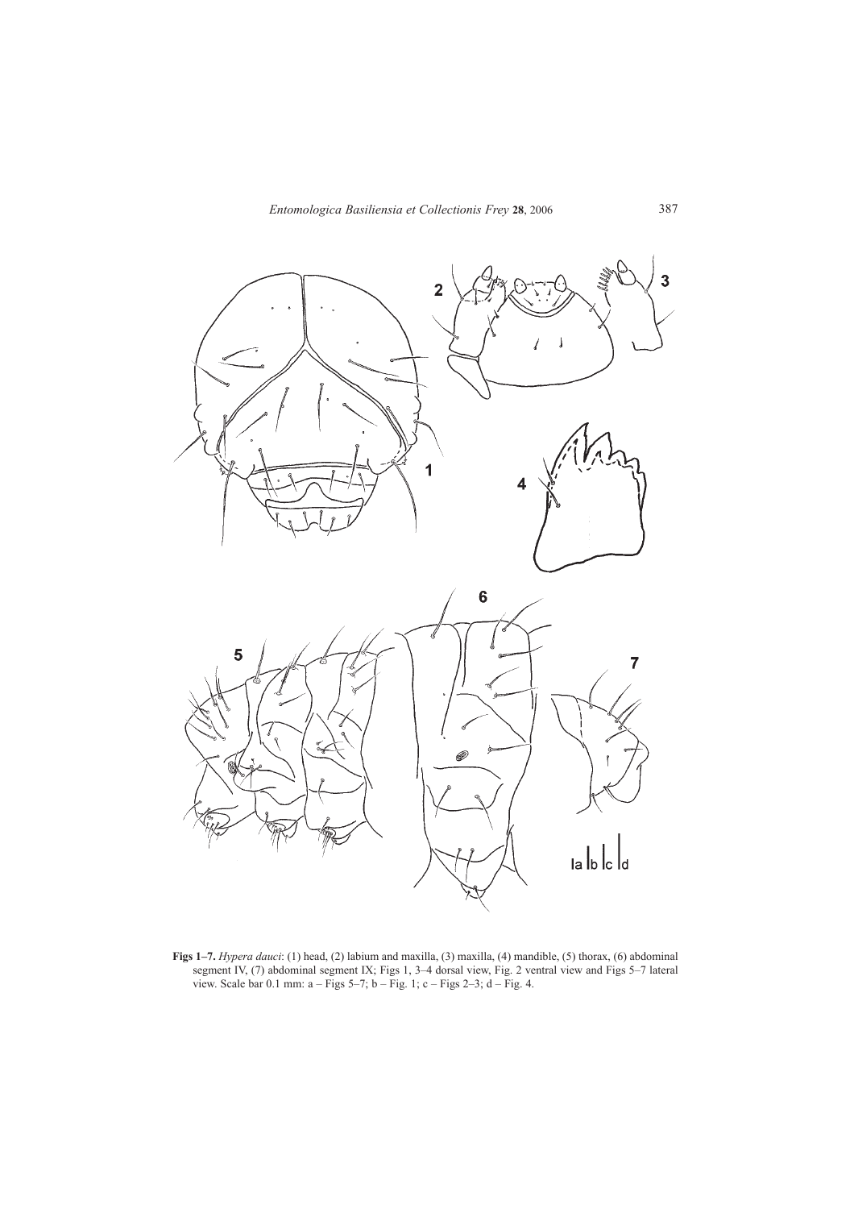**Figs 1–7.** *Hypera dauci*: (1) head, (2) labium and maxilla, (3) maxilla, (4) mandible, (5) thorax, (6) abdominal segment IV, (7) abdominal segment IX; Figs 1, 3–4 dorsal view, Fig. 2 ventral view and Figs 5–7 lateral view. Scale bar 0.1 mm: a – Figs 5–7; b – Fig. 1; c – Figs 2–3; d – Fig. 4.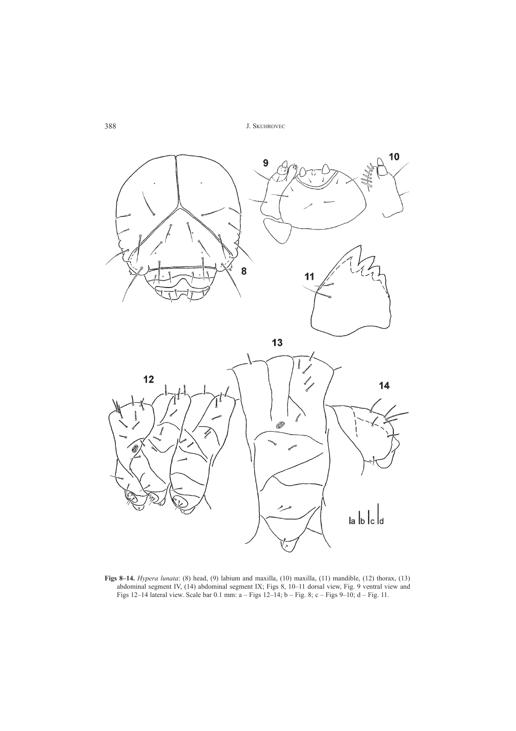**Figs 8–14.** *Hypera lunata*: (8) head, (9) labium and maxilla, (10) maxilla, (11) mandible, (12) thorax, (13) abdominal segment IV, (14) abdominal segment IX; Figs 8, 10–11 dorsal view, Fig. 9 ventral view and Figs 12–14 lateral view. Scale bar 0.1 mm: a – Figs 12–14; b – Fig. 8; c – Figs 9–10; d – Fig. 11.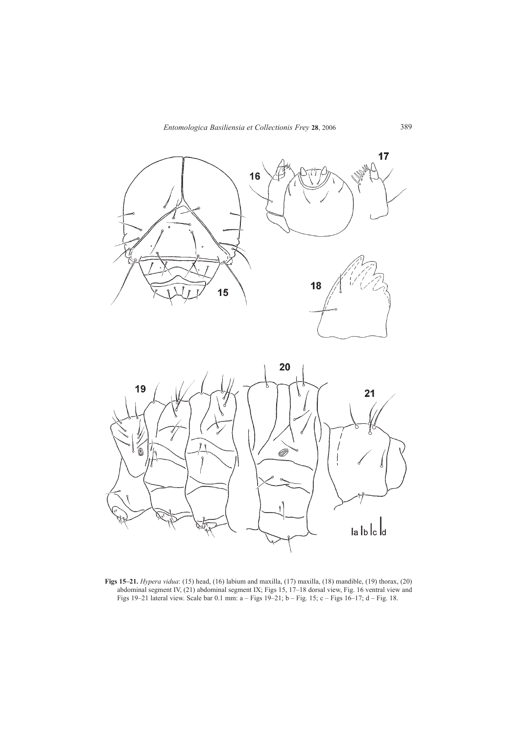**Figs 15–21.** *Hypera vidua*: (15) head, (16) labium and maxilla, (17) maxilla, (18) mandible, (19) thorax, (20) abdominal segment IV, (21) abdominal segment IX; Figs 15, 17–18 dorsal view, Fig. 16 ventral view and Figs 19–21 lateral view. Scale bar 0.1 mm: a – Figs 19–21; b – Fig. 15; c – Figs 16–17; d – Fig. 18.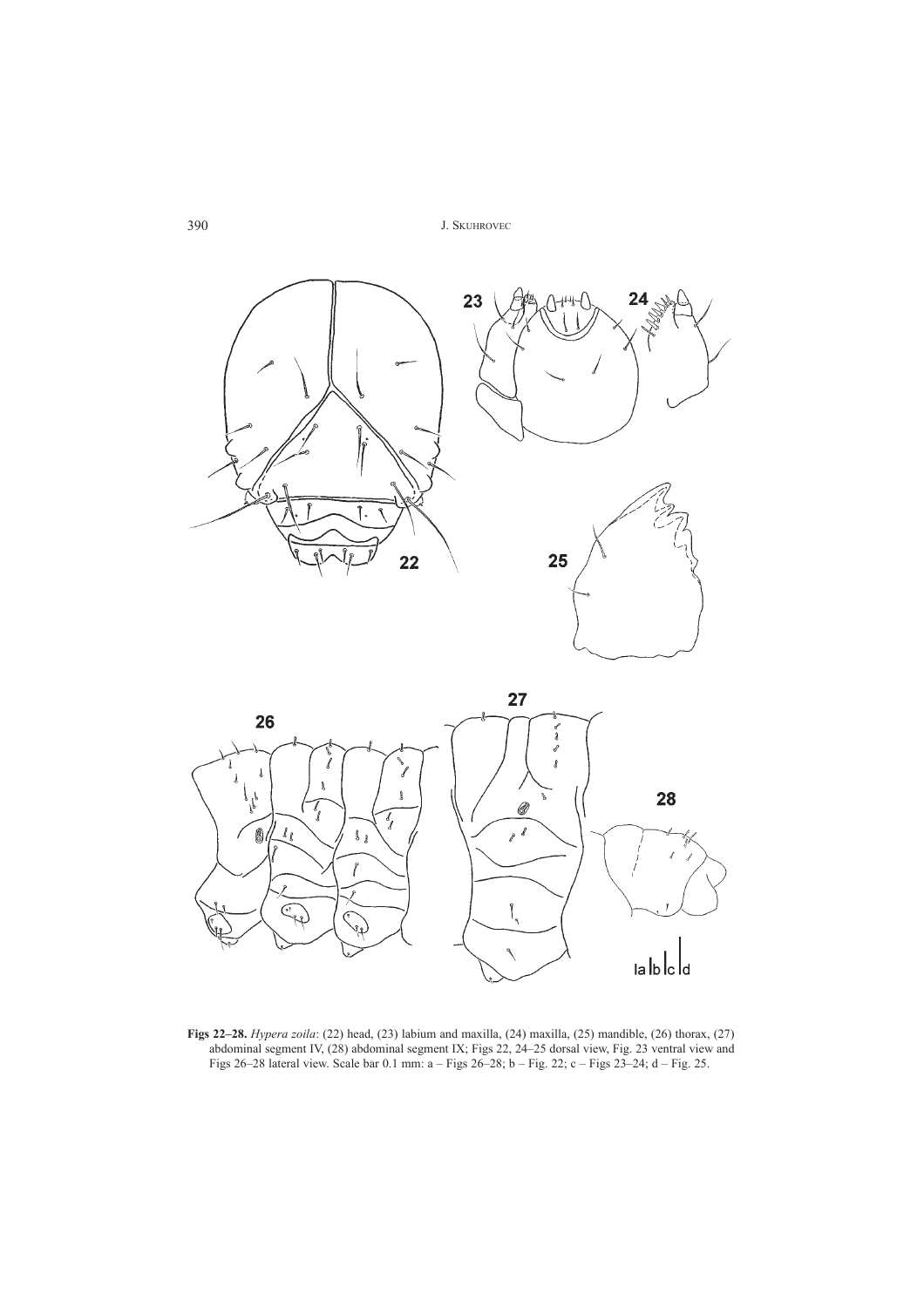**Figs 22–28.** *Hypera zoila*: (22) head, (23) labium and maxilla, (24) maxilla, (25) mandible, (26) thorax, (27) abdominal segment IV, (28) abdominal segment IX; Figs 22, 24–25 dorsal view, Fig. 23 ventral view and Figs 26–28 lateral view. Scale bar 0.1 mm: a – Figs 26–28; b – Fig. 22; c – Figs 23–24; d – Fig. 25.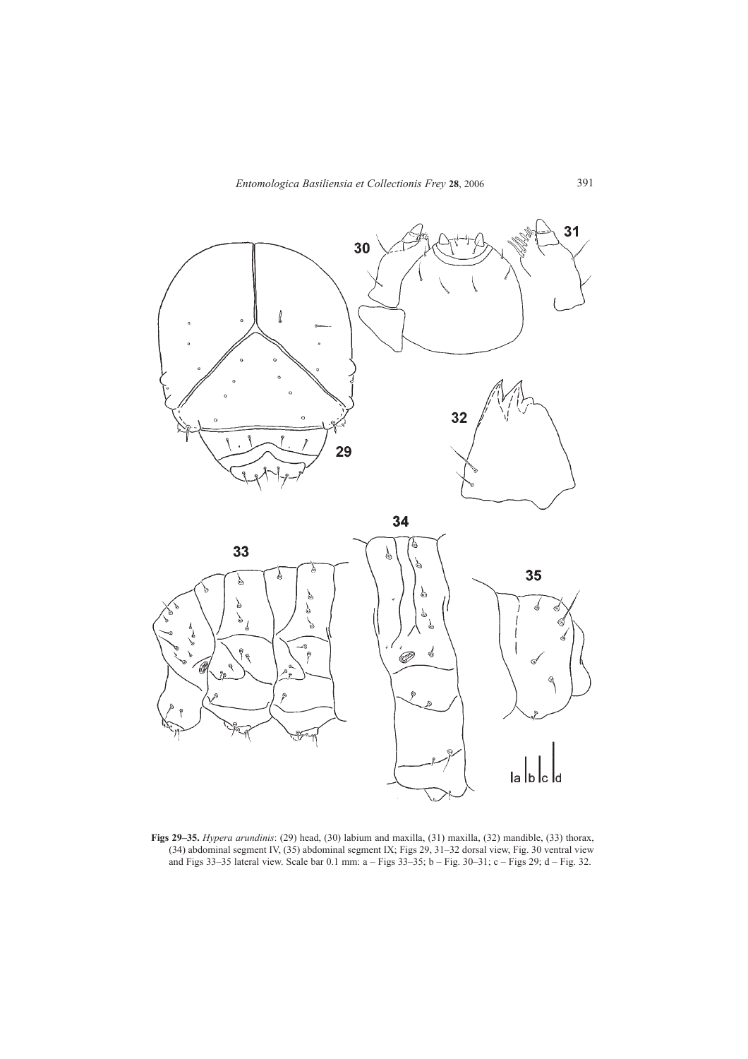**Figs 29–35.** *Hypera arundinis*: (29) head, (30) labium and maxilla, (31) maxilla, (32) mandible, (33) thorax, (34) abdominal segment IV, (35) abdominal segment IX; Figs 29, 31–32 dorsal view, Fig. 30 ventral view and Figs 33–35 lateral view. Scale bar 0.1 mm: a – Figs 33–35; b – Fig. 30–31; c – Figs 29; d – Fig. 32.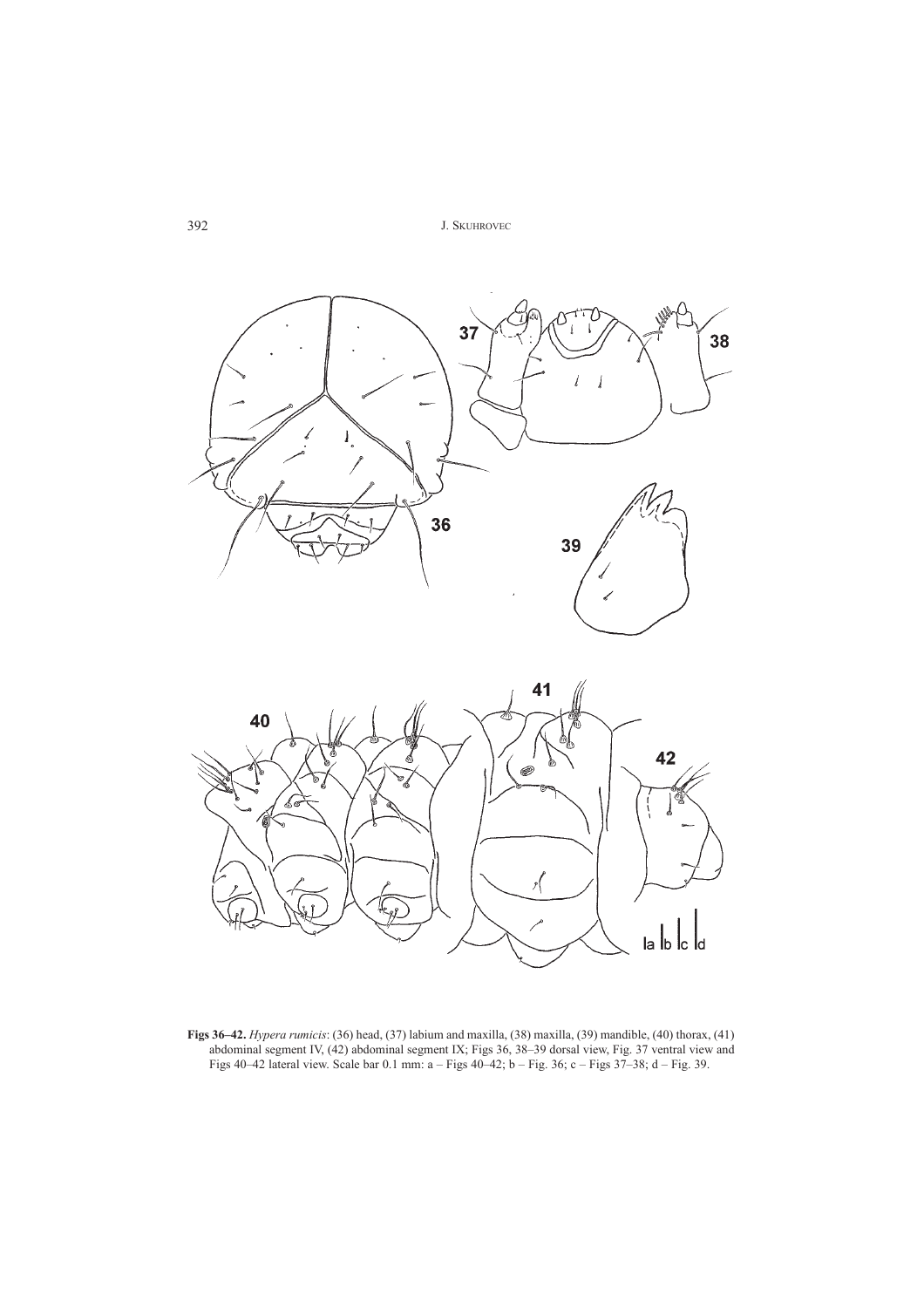**Figs 36–42.** *Hypera rumicis*: (36) head, (37) labium and maxilla, (38) maxilla, (39) mandible, (40) thorax, (41) abdominal segment IV, (42) abdominal segment IX; Figs 36, 38–39 dorsal view, Fig. 37 ventral view and Figs 40–42 lateral view. Scale bar 0.1 mm: a – Figs 40–42; b – Fig. 36; c – Figs 37–38; d – Fig. 39.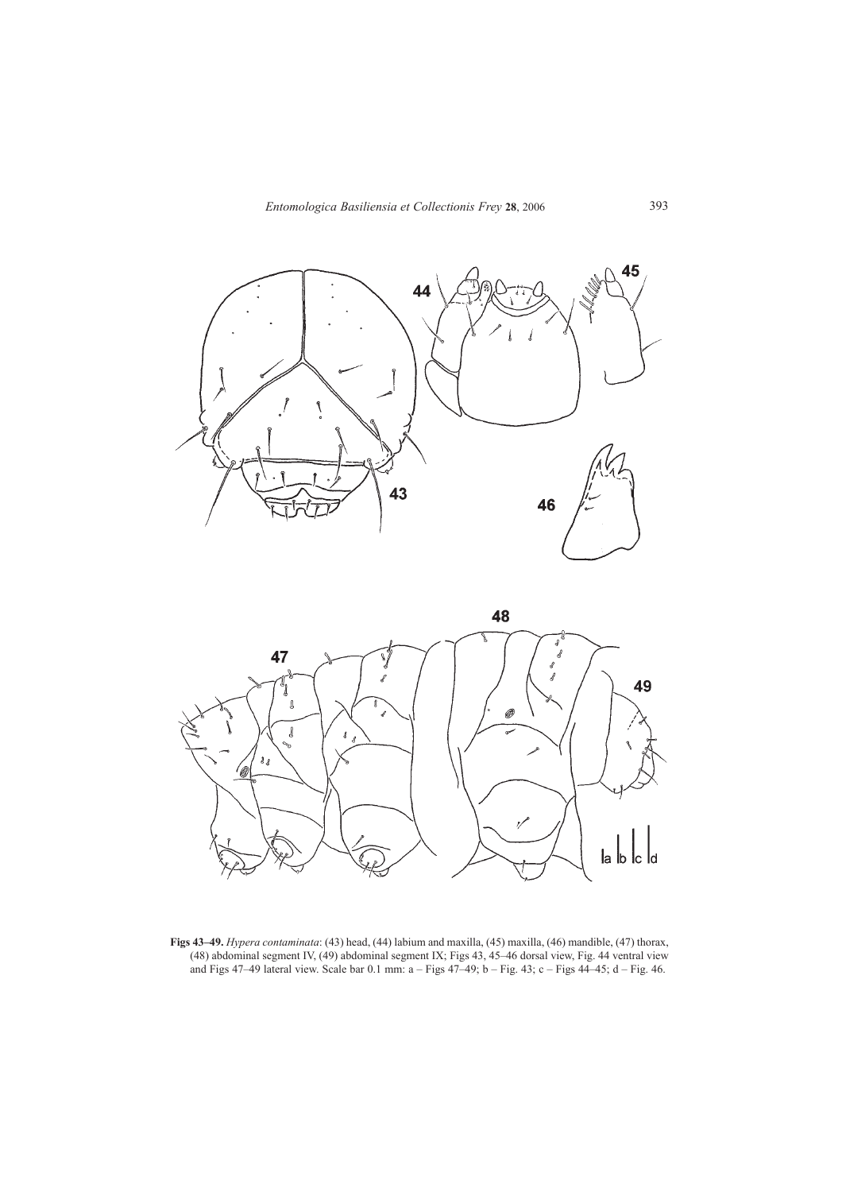**Figs 43–49.** *Hypera contaminata*: (43) head, (44) labium and maxilla, (45) maxilla, (46) mandible, (47) thorax, (48) abdominal segment IV, (49) abdominal segment IX; Figs 43, 45–46 dorsal view, Fig. 44 ventral view and Figs 47–49 lateral view. Scale bar 0.1 mm: a – Figs 47–49; b – Fig. 43; c – Figs 44–45; d – Fig. 46.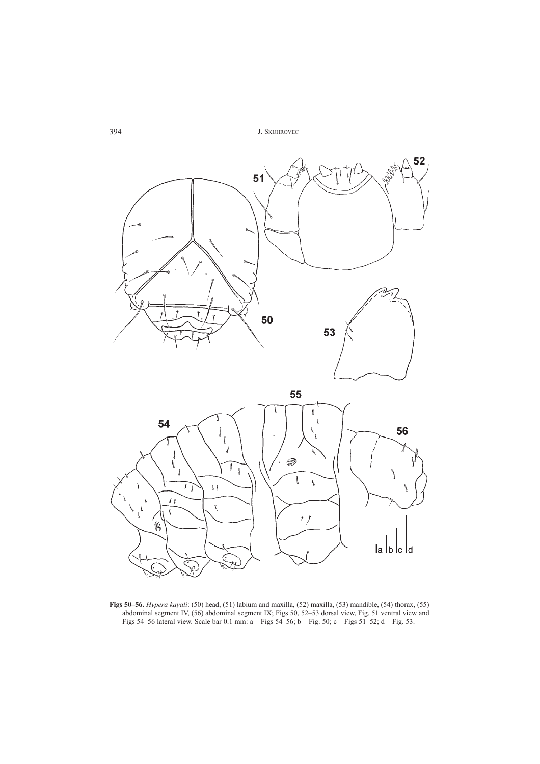**Figs 50–56.** *Hypera kayali*: (50) head, (51) labium and maxilla, (52) maxilla, (53) mandible, (54) thorax, (55) abdominal segment IV, (56) abdominal segment IX; Figs 50, 52–53 dorsal view, Fig. 51 ventral view and Figs 54–56 lateral view. Scale bar 0.1 mm: a – Figs 54–56; b – Fig. 50; c – Figs 51–52; d – Fig. 53.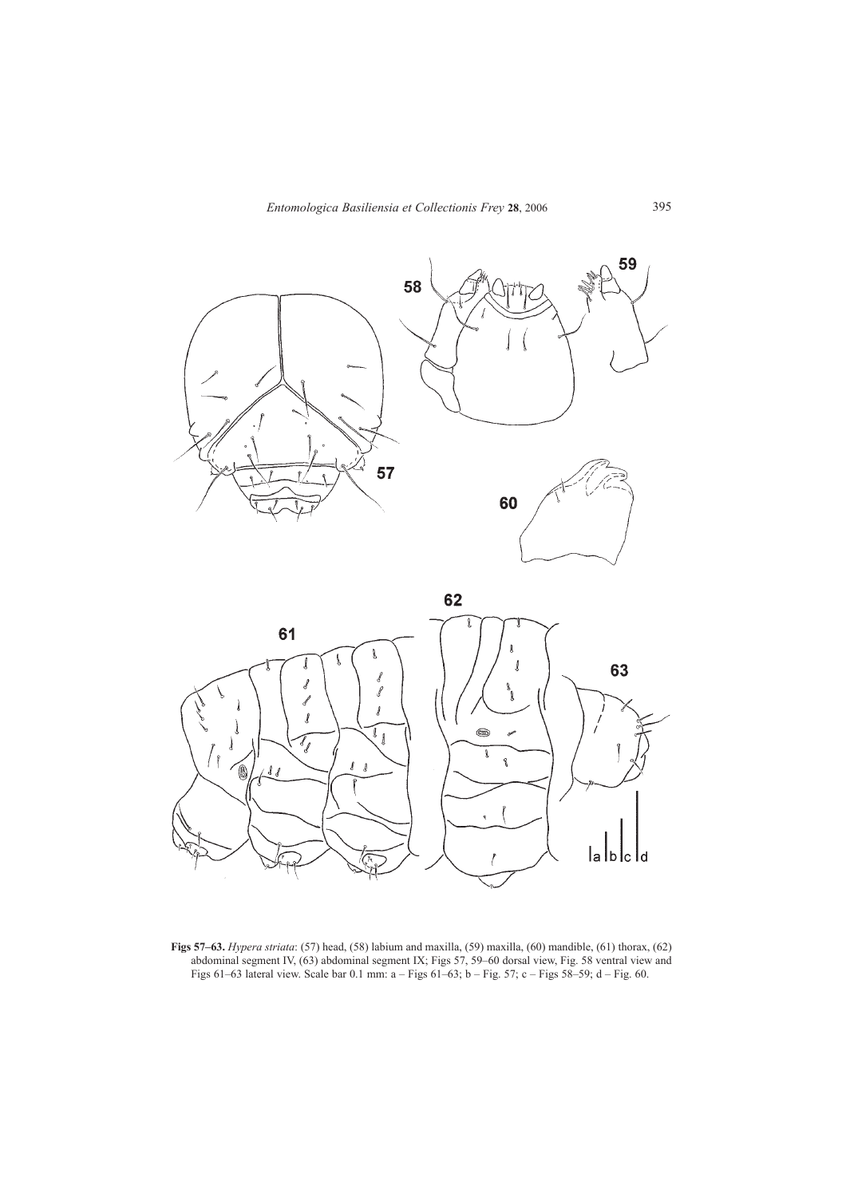**Figs 57–63.** *Hypera striata*: (57) head, (58) labium and maxilla, (59) maxilla, (60) mandible, (61) thorax, (62) abdominal segment IV, (63) abdominal segment IX; Figs 57, 59–60 dorsal view, Fig. 58 ventral view and Figs 61–63 lateral view. Scale bar 0.1 mm: a – Figs 61–63; b – Fig. 57; c – Figs 58–59; d – Fig. 60.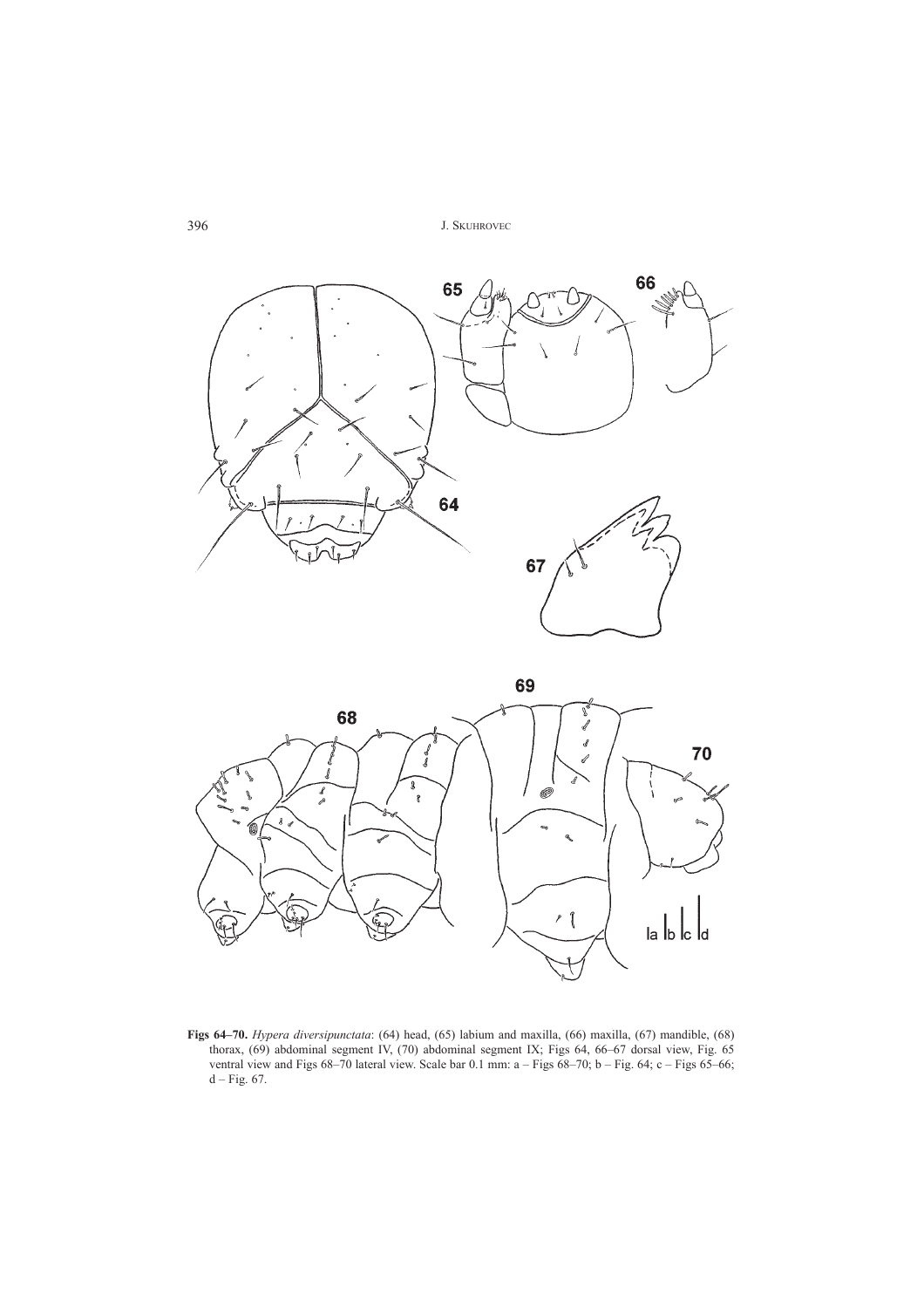65

66

64

67

68

69

70

a b c d

**Figs 64–70.** *Hypera diversipunctata*: (64) head, (65) labium and maxilla, (66) maxilla, (67) mandible, (68) thorax, (69) abdominal segment IV, (70) abdominal segment IX; Figs 64, 66–67 dorsal view, Fig. 65 ventral view and Figs 68–70 lateral view. Scale bar 0.1 mm: a – Figs 68–70; b – Fig. 64; c – Figs 65–66; d – Fig. 67.